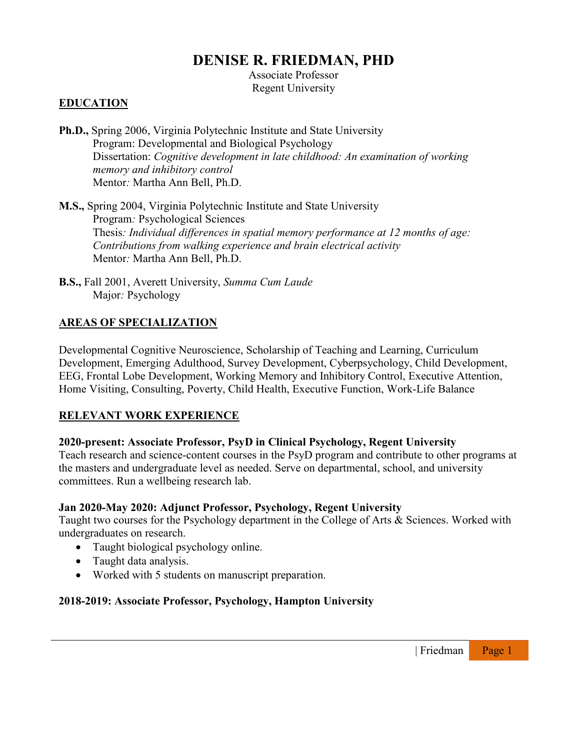# DENISE R. FRIEDMAN, PHD

Associate Professor
Regent University

## EDUCATION

**Ph.D.,** Spring 2006, Virginia Polytechnic Institute and State University
Program: Developmental and Biological Psychology
Dissertation: *Cognitive development in late childhood: An examination of working memory and inhibitory control*
Mentor*:* Martha Ann Bell, Ph.D.

**M.S.,** Spring 2004, Virginia Polytechnic Institute and State University
Program*:* Psychological Sciences
Thesis*: Individual differences in spatial memory performance at 12 months of age: Contributions from walking experience and brain electrical activity*
Mentor*:* Martha Ann Bell, Ph.D.

**B.S.,** Fall 2001, Averett University, *Summa Cum Laude*
Major*:* Psychology

## AREAS OF SPECIALIZATION

Developmental Cognitive Neuroscience, Scholarship of Teaching and Learning, Curriculum Development, Emerging Adulthood, Survey Development, Cyberpsychology, Child Development, EEG, Frontal Lobe Development, Working Memory and Inhibitory Control, Executive Attention, Home Visiting, Consulting, Poverty, Child Health, Executive Function, Work-Life Balance

## RELEVANT WORK EXPERIENCE

**2020-present: Associate Professor, PsyD in Clinical Psychology, Regent University**
Teach research and science-content courses in the PsyD program and contribute to other programs at the masters and undergraduate level as needed. Serve on departmental, school, and university committees. Run a wellbeing research lab.

**Jan 2020-May 2020: Adjunct Professor, Psychology, Regent University**
Taught two courses for the Psychology department in the College of Arts & Sciences. Worked with undergraduates on research.

- Taught biological psychology online.
- Taught data analysis.
- Worked with 5 students on manuscript preparation.

**2018-2019: Associate Professor, Psychology, Hampton University**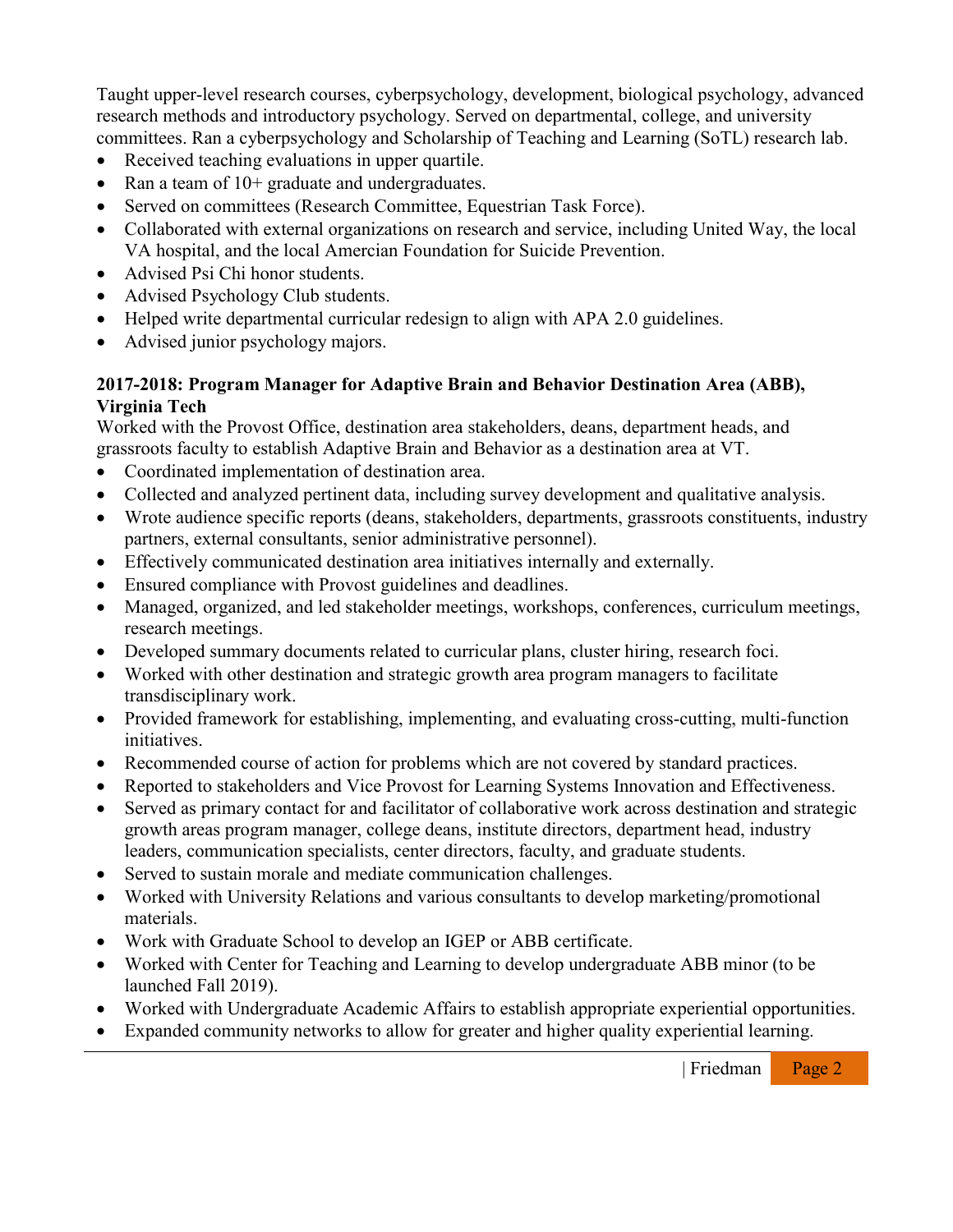Taught upper-level research courses, cyberpsychology, development, biological psychology, advanced research methods and introductory psychology. Served on departmental, college, and university committees. Ran a cyberpsychology and Scholarship of Teaching and Learning (SoTL) research lab.

- Received teaching evaluations in upper quartile.
- Ran a team of 10+ graduate and undergraduates.
- Served on committees (Research Committee, Equestrian Task Force).
- Collaborated with external organizations on research and service, including United Way, the local VA hospital, and the local Amercian Foundation for Suicide Prevention.
- Advised Psi Chi honor students.
- Advised Psychology Club students.
- Helped write departmental curricular redesign to align with APA 2.0 guidelines.
- Advised junior psychology majors.

**2017-2018: Program Manager for Adaptive Brain and Behavior Destination Area (ABB), Virginia Tech**

Worked with the Provost Office, destination area stakeholders, deans, department heads, and grassroots faculty to establish Adaptive Brain and Behavior as a destination area at VT.

- Coordinated implementation of destination area.
- Collected and analyzed pertinent data, including survey development and qualitative analysis.
- Wrote audience specific reports (deans, stakeholders, departments, grassroots constituents, industry partners, external consultants, senior administrative personnel).
- Effectively communicated destination area initiatives internally and externally.
- Ensured compliance with Provost guidelines and deadlines.
- Managed, organized, and led stakeholder meetings, workshops, conferences, curriculum meetings, research meetings.
- Developed summary documents related to curricular plans, cluster hiring, research foci.
- Worked with other destination and strategic growth area program managers to facilitate transdisciplinary work.
- Provided framework for establishing, implementing, and evaluating cross-cutting, multi-function initiatives.
- Recommended course of action for problems which are not covered by standard practices.
- Reported to stakeholders and Vice Provost for Learning Systems Innovation and Effectiveness.
- Served as primary contact for and facilitator of collaborative work across destination and strategic growth areas program manager, college deans, institute directors, department head, industry leaders, communication specialists, center directors, faculty, and graduate students.
- Served to sustain morale and mediate communication challenges.
- Worked with University Relations and various consultants to develop marketing/promotional materials.
- Work with Graduate School to develop an IGEP or ABB certificate.
- Worked with Center for Teaching and Learning to develop undergraduate ABB minor (to be launched Fall 2019).
- Worked with Undergraduate Academic Affairs to establish appropriate experiential opportunities.
- Expanded community networks to allow for greater and higher quality experiential learning.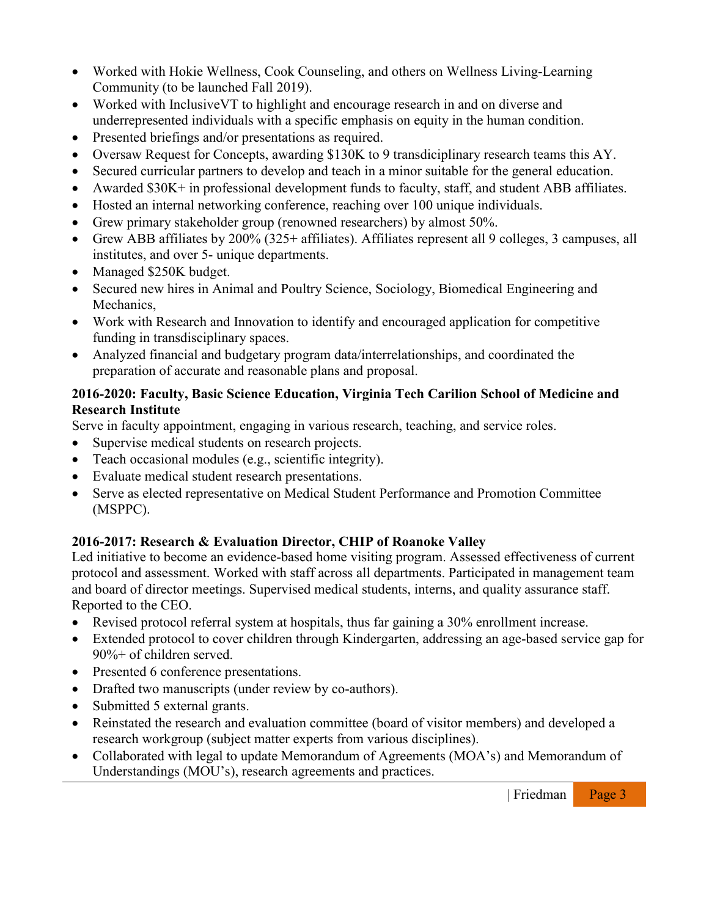- Worked with Hokie Wellness, Cook Counseling, and others on Wellness Living-Learning Community (to be launched Fall 2019).
- Worked with InclusiveVT to highlight and encourage research in and on diverse and underrepresented individuals with a specific emphasis on equity in the human condition.
- Presented briefings and/or presentations as required.
- Oversaw Request for Concepts, awarding $130K to 9 transdiciplinary research teams this AY.
- Secured curricular partners to develop and teach in a minor suitable for the general education.
- Awarded $30K+ in professional development funds to faculty, staff, and student ABB affiliates.
- Hosted an internal networking conference, reaching over 100 unique individuals.
- Grew primary stakeholder group (renowned researchers) by almost 50%.
- Grew ABB affiliates by 200% (325+ affiliates). Affiliates represent all 9 colleges, 3 campuses, all institutes, and over 5- unique departments.
- Managed $250K budget.
- Secured new hires in Animal and Poultry Science, Sociology, Biomedical Engineering and Mechanics,
- Work with Research and Innovation to identify and encouraged application for competitive funding in transdisciplinary spaces.
- Analyzed financial and budgetary program data/interrelationships, and coordinated the preparation of accurate and reasonable plans and proposal.

**2016-2020: Faculty, Basic Science Education, Virginia Tech Carilion School of Medicine and Research Institute**

Serve in faculty appointment, engaging in various research, teaching, and service roles.

- Supervise medical students on research projects.
- Teach occasional modules (e.g., scientific integrity).
- Evaluate medical student research presentations.
- Serve as elected representative on Medical Student Performance and Promotion Committee (MSPPC).

**2016-2017: Research & Evaluation Director, CHIP of Roanoke Valley**

Led initiative to become an evidence-based home visiting program. Assessed effectiveness of current protocol and assessment. Worked with staff across all departments. Participated in management team and board of director meetings. Supervised medical students, interns, and quality assurance staff. Reported to the CEO.

- Revised protocol referral system at hospitals, thus far gaining a 30% enrollment increase.
- Extended protocol to cover children through Kindergarten, addressing an age-based service gap for 90%+ of children served.
- Presented 6 conference presentations.
- Drafted two manuscripts (under review by co-authors).
- Submitted 5 external grants.
- Reinstated the research and evaluation committee (board of visitor members) and developed a research workgroup (subject matter experts from various disciplines).
- Collaborated with legal to update Memorandum of Agreements (MOA's) and Memorandum of Understandings (MOU's), research agreements and practices.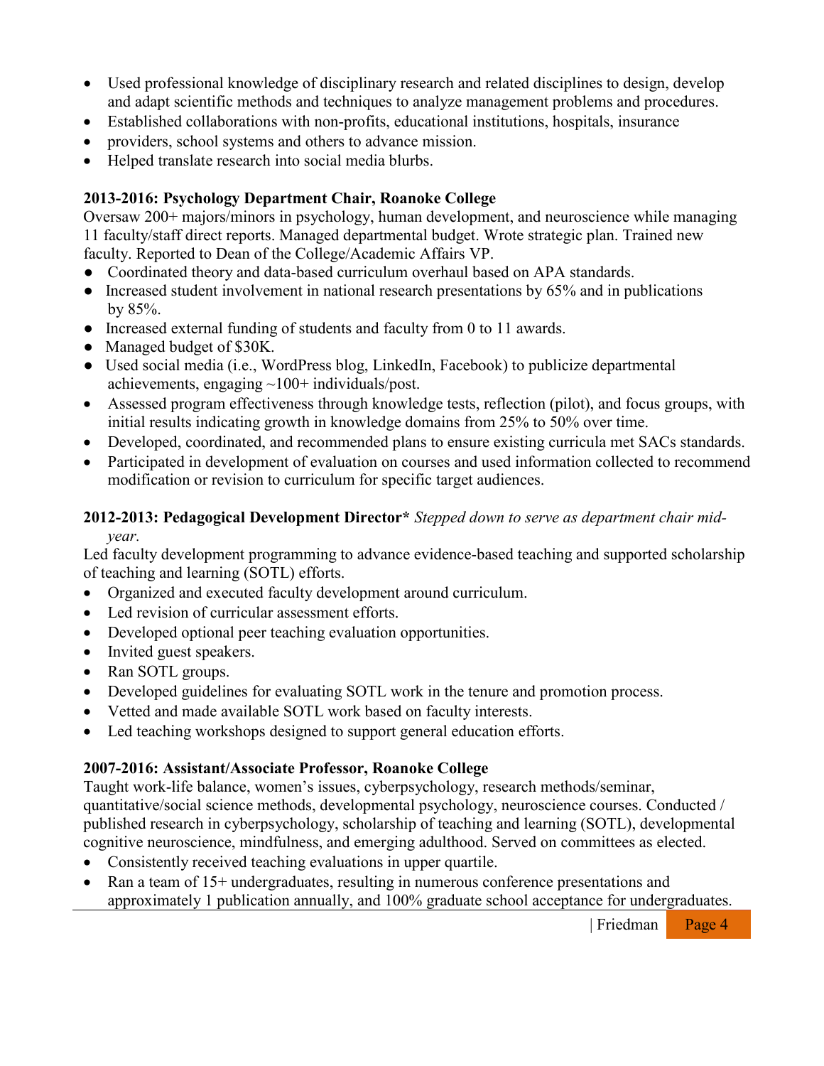- Used professional knowledge of disciplinary research and related disciplines to design, develop and adapt scientific methods and techniques to analyze management problems and procedures.
- Established collaborations with non-profits, educational institutions, hospitals, insurance
- providers, school systems and others to advance mission.
- Helped translate research into social media blurbs.

**2013-2016: Psychology Department Chair, Roanoke College**

Oversaw 200+ majors/minors in psychology, human development, and neuroscience while managing 11 faculty/staff direct reports. Managed departmental budget. Wrote strategic plan. Trained new faculty. Reported to Dean of the College/Academic Affairs VP.

- Coordinated theory and data-based curriculum overhaul based on APA standards.
- Increased student involvement in national research presentations by 65% and in publications by 85%.
- Increased external funding of students and faculty from 0 to 11 awards.
- Managed budget of $30K.
- Used social media (i.e., WordPress blog, LinkedIn, Facebook) to publicize departmental achievements, engaging ~100+ individuals/post.
- Assessed program effectiveness through knowledge tests, reflection (pilot), and focus groups, with initial results indicating growth in knowledge domains from 25% to 50% over time.
- Developed, coordinated, and recommended plans to ensure existing curricula met SACs standards.
- Participated in development of evaluation on courses and used information collected to recommend modification or revision to curriculum for specific target audiences.

**2012-2013: Pedagogical Development Director*** *Stepped down to serve as department chair mid-year.*

Led faculty development programming to advance evidence-based teaching and supported scholarship of teaching and learning (SOTL) efforts.

- Organized and executed faculty development around curriculum.
- Led revision of curricular assessment efforts.
- Developed optional peer teaching evaluation opportunities.
- Invited guest speakers.
- Ran SOTL groups.
- Developed guidelines for evaluating SOTL work in the tenure and promotion process.
- Vetted and made available SOTL work based on faculty interests.
- Led teaching workshops designed to support general education efforts.

**2007-2016: Assistant/Associate Professor, Roanoke College**

Taught work-life balance, women's issues, cyberpsychology, research methods/seminar, quantitative/social science methods, developmental psychology, neuroscience courses. Conducted / published research in cyberpsychology, scholarship of teaching and learning (SOTL), developmental cognitive neuroscience, mindfulness, and emerging adulthood. Served on committees as elected.

- Consistently received teaching evaluations in upper quartile.
- Ran a team of 15+ undergraduates, resulting in numerous conference presentations and approximately 1 publication annually, and 100% graduate school acceptance for undergraduates.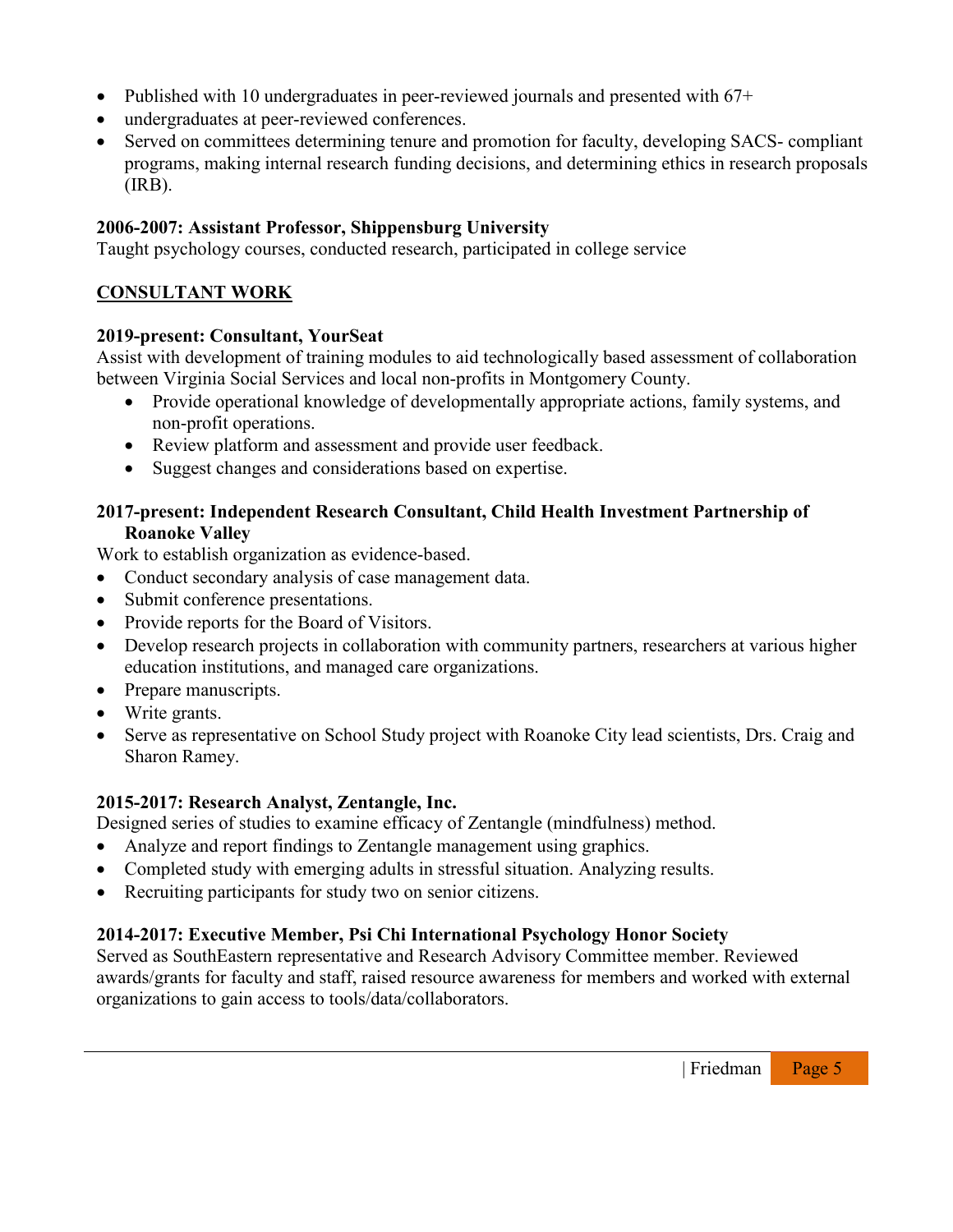- Published with 10 undergraduates in peer-reviewed journals and presented with 67+
- undergraduates at peer-reviewed conferences.
- Served on committees determining tenure and promotion for faculty, developing SACS- compliant programs, making internal research funding decisions, and determining ethics in research proposals (IRB).

**2006-2007: Assistant Professor, Shippensburg University**
Taught psychology courses, conducted research, participated in college service

## CONSULTANT WORK

**2019-present: Consultant, YourSeat**
Assist with development of training modules to aid technologically based assessment of collaboration between Virginia Social Services and local non-profits in Montgomery County.

- Provide operational knowledge of developmentally appropriate actions, family systems, and non-profit operations.
- Review platform and assessment and provide user feedback.
- Suggest changes and considerations based on expertise.

**2017-present: Independent Research Consultant, Child Health Investment Partnership of Roanoke Valley**
Work to establish organization as evidence-based.

- Conduct secondary analysis of case management data.
- Submit conference presentations.
- Provide reports for the Board of Visitors.
- Develop research projects in collaboration with community partners, researchers at various higher education institutions, and managed care organizations.
- Prepare manuscripts.
- Write grants.
- Serve as representative on School Study project with Roanoke City lead scientists, Drs. Craig and Sharon Ramey.

**2015-2017: Research Analyst, Zentangle, Inc.**
Designed series of studies to examine efficacy of Zentangle (mindfulness) method.

- Analyze and report findings to Zentangle management using graphics.
- Completed study with emerging adults in stressful situation. Analyzing results.
- Recruiting participants for study two on senior citizens.

**2014-2017: Executive Member, Psi Chi International Psychology Honor Society**
Served as SouthEastern representative and Research Advisory Committee member. Reviewed awards/grants for faculty and staff, raised resource awareness for members and worked with external organizations to gain access to tools/data/collaborators.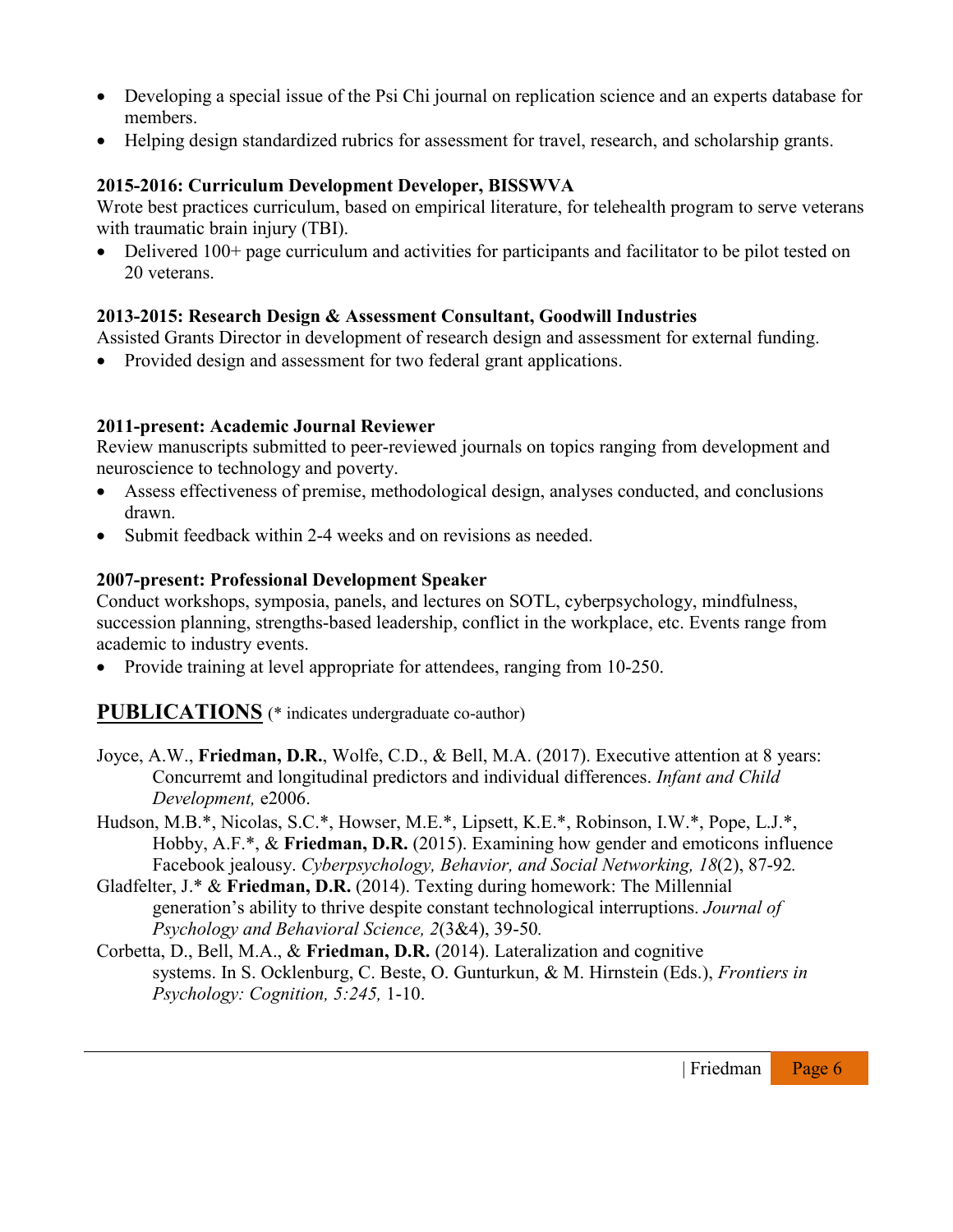- Developing a special issue of the Psi Chi journal on replication science and an experts database for members.
- Helping design standardized rubrics for assessment for travel, research, and scholarship grants.

**2015-2016: Curriculum Development Developer, BISSWVA**

Wrote best practices curriculum, based on empirical literature, for telehealth program to serve veterans with traumatic brain injury (TBI).

- Delivered 100+ page curriculum and activities for participants and facilitator to be pilot tested on 20 veterans.

**2013-2015: Research Design & Assessment Consultant, Goodwill Industries**

Assisted Grants Director in development of research design and assessment for external funding.

- Provided design and assessment for two federal grant applications.

**2011-present: Academic Journal Reviewer**

Review manuscripts submitted to peer-reviewed journals on topics ranging from development and neuroscience to technology and poverty.

- Assess effectiveness of premise, methodological design, analyses conducted, and conclusions drawn.
- Submit feedback within 2-4 weeks and on revisions as needed.

**2007-present: Professional Development Speaker**

Conduct workshops, symposia, panels, and lectures on SOTL, cyberpsychology, mindfulness, succession planning, strengths-based leadership, conflict in the workplace, etc. Events range from academic to industry events.

- Provide training at level appropriate for attendees, ranging from 10-250.

## PUBLICATIONS (* indicates undergraduate co-author)

Joyce, A.W., **Friedman, D.R.**, Wolfe, C.D., & Bell, M.A. (2017). Executive attention at 8 years: Concurremt and longitudinal predictors and individual differences. *Infant and Child Development,* e2006.

Hudson, M.B.*, Nicolas, S.C.*, Howser, M.E.*, Lipsett, K.E.*, Robinson, I.W.*, Pope, L.J.*, Hobby, A.F.*, & **Friedman, D.R.** (2015). Examining how gender and emoticons influence Facebook jealousy. *Cyberpsychology, Behavior, and Social Networking, 18*(2), 87-92.

Gladfelter, J.* & **Friedman, D.R.** (2014). Texting during homework: The Millennial generation's ability to thrive despite constant technological interruptions. *Journal of Psychology and Behavioral Science, 2*(3&4), 39-50.

Corbetta, D., Bell, M.A., & **Friedman, D.R.** (2014). Lateralization and cognitive systems. In S. Ocklenburg, C. Beste, O. Gunturkun, & M. Hirnstein (Eds.), *Frontiers in Psychology: Cognition, 5:245,* 1-10.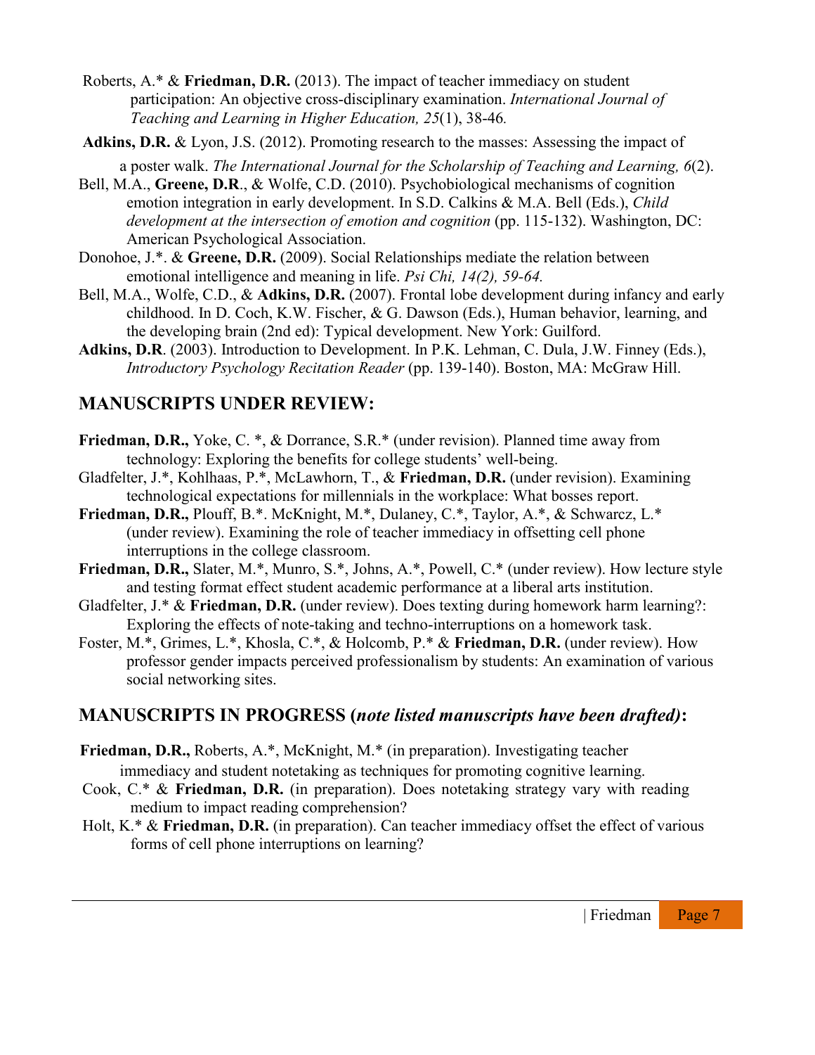Roberts, A.* & **Friedman, D.R.** (2013). The impact of teacher immediacy on student participation: An objective cross-disciplinary examination. *International Journal of Teaching and Learning in Higher Education, 25*(1), 38-46.

**Adkins, D.R.** & Lyon, J.S. (2012). Promoting research to the masses: Assessing the impact of a poster walk. *The International Journal for the Scholarship of Teaching and Learning, 6*(2).

Bell, M.A., **Greene, D.R**., & Wolfe, C.D. (2010). Psychobiological mechanisms of cognition emotion integration in early development. In S.D. Calkins & M.A. Bell (Eds.), *Child development at the intersection of emotion and cognition* (pp. 115-132). Washington, DC: American Psychological Association.

Donohoe, J.*. & **Greene, D.R.** (2009). Social Relationships mediate the relation between emotional intelligence and meaning in life. *Psi Chi, 14(2), 59-64.*

Bell, M.A., Wolfe, C.D., & **Adkins, D.R.** (2007). Frontal lobe development during infancy and early childhood. In D. Coch, K.W. Fischer, & G. Dawson (Eds.), Human behavior, learning, and the developing brain (2nd ed): Typical development. New York: Guilford.

**Adkins, D.R**. (2003). Introduction to Development. In P.K. Lehman, C. Dula, J.W. Finney (Eds.), *Introductory Psychology Recitation Reader* (pp. 139-140). Boston, MA: McGraw Hill.

## MANUSCRIPTS UNDER REVIEW:

**Friedman, D.R.,** Yoke, C. *, & Dorrance, S.R.* (under revision). Planned time away from technology: Exploring the benefits for college students' well-being.

Gladfelter, J.*, Kohlhaas, P.*, McLawhorn, T., & **Friedman, D.R.** (under revision). Examining technological expectations for millennials in the workplace: What bosses report.

**Friedman, D.R.,** Plouff, B.*. McKnight, M.* Dulaney, C.*, Taylor, A.*, & Schwarcz, L.* (under review). Examining the role of teacher immediacy in offsetting cell phone interruptions in the college classroom.

**Friedman, D.R.,** Slater, M.*, Munro, S.*, Johns, A.*, Powell, C.* (under review). How lecture style and testing format effect student academic performance at a liberal arts institution.

Gladfelter, J.* & **Friedman, D.R.** (under review). Does texting during homework harm learning?: Exploring the effects of note-taking and techno-interruptions on a homework task.

Foster, M.*, Grimes, L.*, Khosla, C.*, & Holcomb, P.* & **Friedman, D.R.** (under review). How professor gender impacts perceived professionalism by students: An examination of various social networking sites.

## MANUSCRIPTS IN PROGRESS (*note listed manuscripts have been drafted)*:

**Friedman, D.R.,** Roberts, A.*, McKnight, M.* (in preparation). Investigating teacher immediacy and student notetaking as techniques for promoting cognitive learning.

Cook, C.* & **Friedman, D.R.** (in preparation). Does notetaking strategy vary with reading medium to impact reading comprehension?

Holt, K.* & **Friedman, D.R.** (in preparation). Can teacher immediacy offset the effect of various forms of cell phone interruptions on learning?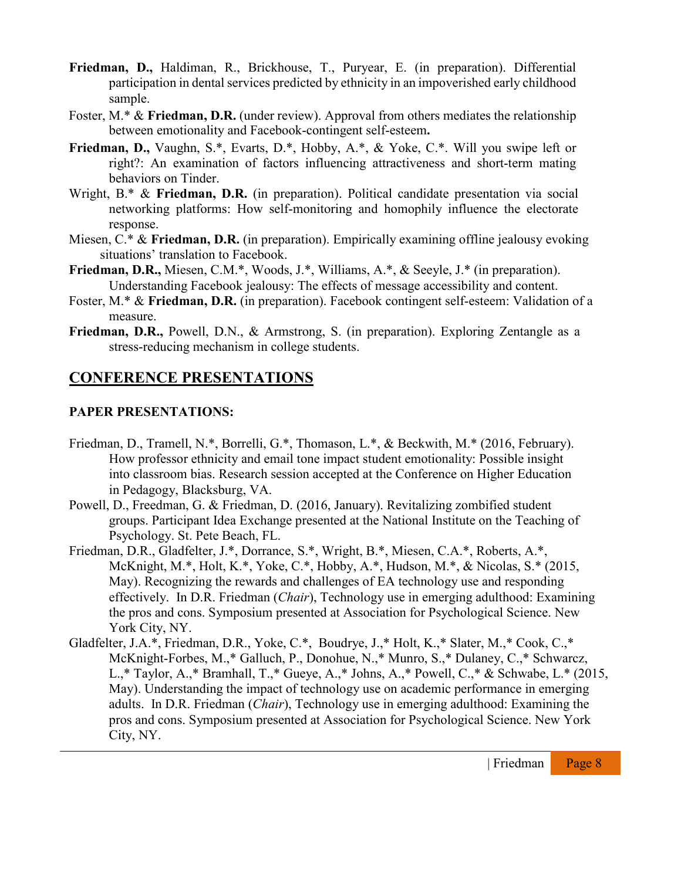**Friedman, D.,** Haldiman, R., Brickhouse, T., Puryear, E. (in preparation). Differential participation in dental services predicted by ethnicity in an impoverished early childhood sample.

Foster, M.* & **Friedman, D.R.** (under review). Approval from others mediates the relationship between emotionality and Facebook-contingent self-esteem**.**

**Friedman, D.,** Vaughn, S.*, Evarts, D.*, Hobby, A.*, & Yoke, C.*. Will you swipe left or right?: An examination of factors influencing attractiveness and short-term mating behaviors on Tinder.

Wright, B.* & **Friedman, D.R.** (in preparation). Political candidate presentation via social networking platforms: How self-monitoring and homophily influence the electorate response.

Miesen, C.* & **Friedman, D.R.** (in preparation). Empirically examining offline jealousy evoking situations' translation to Facebook.

**Friedman, D.R.,** Miesen, C.M.*, Woods, J.*, Williams, A.*, & Seeyle, J.* (in preparation). Understanding Facebook jealousy: The effects of message accessibility and content.

Foster, M.* & **Friedman, D.R.** (in preparation). Facebook contingent self-esteem: Validation of a measure.

**Friedman, D.R.,** Powell, D.N., & Armstrong, S. (in preparation). Exploring Zentangle as a stress-reducing mechanism in college students.

## CONFERENCE PRESENTATIONS

**PAPER PRESENTATIONS:**

Friedman, D., Tramell, N.*, Borrelli, G.*, Thomason, L.*, & Beckwith, M.* (2016, February). How professor ethnicity and email tone impact student emotionality: Possible insight into classroom bias. Research session accepted at the Conference on Higher Education in Pedagogy, Blacksburg, VA.

Powell, D., Freedman, G. & Friedman, D. (2016, January). Revitalizing zombified student groups. Participant Idea Exchange presented at the National Institute on the Teaching of Psychology. St. Pete Beach, FL.

Friedman, D.R., Gladfelter, J.*, Dorrance, S.*, Wright, B.*, Miesen, C.A.*, Roberts, A.*, McKnight, M.*, Holt, K.*, Yoke, C.*, Hobby, A.*, Hudson, M.*, & Nicolas, S.* (2015, May). Recognizing the rewards and challenges of EA technology use and responding effectively. In D.R. Friedman (*Chair*), Technology use in emerging adulthood: Examining the pros and cons. Symposium presented at Association for Psychological Science. New York City, NY.

Gladfelter, J.A.*, Friedman, D.R., Yoke, C.*, Boudrye, J.,* Holt, K.,* Slater, M.,* Cook, C.,* McKnight-Forbes, M.,* Galluch, P., Donohue, N.,* Munro, S.,* Dulaney, C.,* Schwarcz, L.,* Taylor, A.,* Bramhall, T.,* Gueye, A.,* Johns, A.,* Powell, C.,* & Schwabe, L.* (2015, May). Understanding the impact of technology use on academic performance in emerging adults. In D.R. Friedman (*Chair*), Technology use in emerging adulthood: Examining the pros and cons. Symposium presented at Association for Psychological Science. New York City, NY.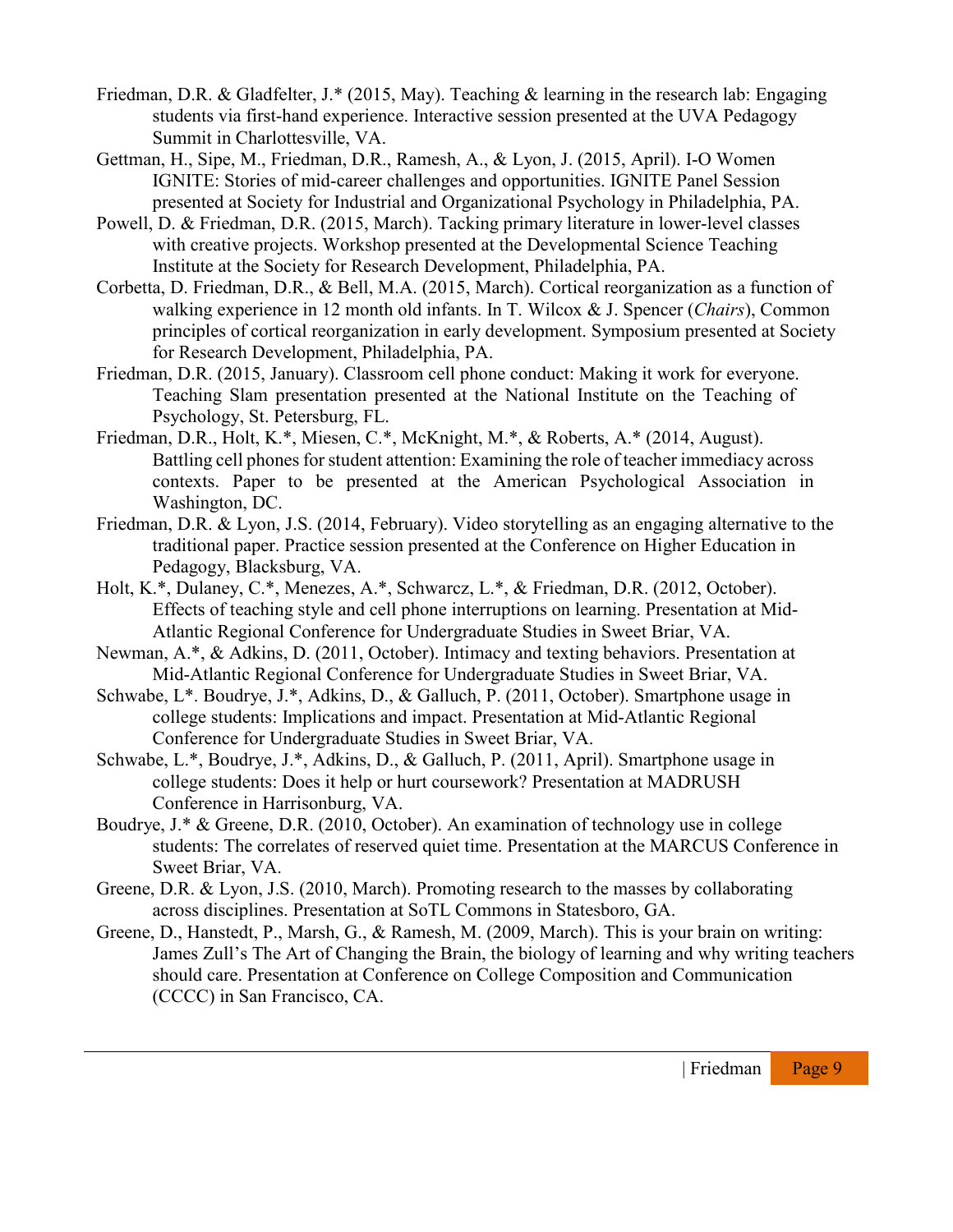Friedman, D.R. & Gladfelter, J.* (2015, May). Teaching & learning in the research lab: Engaging students via first-hand experience. Interactive session presented at the UVA Pedagogy Summit in Charlottesville, VA.

Gettman, H., Sipe, M., Friedman, D.R., Ramesh, A., & Lyon, J. (2015, April). I-O Women IGNITE: Stories of mid-career challenges and opportunities. IGNITE Panel Session presented at Society for Industrial and Organizational Psychology in Philadelphia, PA.

Powell, D. & Friedman, D.R. (2015, March). Tacking primary literature in lower-level classes with creative projects. Workshop presented at the Developmental Science Teaching Institute at the Society for Research Development, Philadelphia, PA.

Corbetta, D. Friedman, D.R., & Bell, M.A. (2015, March). Cortical reorganization as a function of walking experience in 12 month old infants. In T. Wilcox & J. Spencer (*Chairs*), Common principles of cortical reorganization in early development. Symposium presented at Society for Research Development, Philadelphia, PA.

Friedman, D.R. (2015, January). Classroom cell phone conduct: Making it work for everyone. Teaching Slam presentation presented at the National Institute on the Teaching of Psychology, St. Petersburg, FL.

Friedman, D.R., Holt, K.*, Miesen, C.*, McKnight, M.*, & Roberts, A.* (2014, August). Battling cell phones for student attention: Examining the role of teacher immediacy across contexts. Paper to be presented at the American Psychological Association in Washington, DC.

Friedman, D.R. & Lyon, J.S. (2014, February). Video storytelling as an engaging alternative to the traditional paper. Practice session presented at the Conference on Higher Education in Pedagogy, Blacksburg, VA.

Holt, K.*, Dulaney, C.*, Menezes, A.*, Schwarcz, L.*, & Friedman, D.R. (2012, October). Effects of teaching style and cell phone interruptions on learning. Presentation at Mid-Atlantic Regional Conference for Undergraduate Studies in Sweet Briar, VA.

Newman, A.*, & Adkins, D. (2011, October). Intimacy and texting behaviors. Presentation at Mid-Atlantic Regional Conference for Undergraduate Studies in Sweet Briar, VA.

Schwabe, L*. Boudrye, J.*, Adkins, D., & Galluch, P. (2011, October). Smartphone usage in college students: Implications and impact. Presentation at Mid-Atlantic Regional Conference for Undergraduate Studies in Sweet Briar, VA.

Schwabe, L.*, Boudrye, J.*, Adkins, D., & Galluch, P. (2011, April). Smartphone usage in college students: Does it help or hurt coursework? Presentation at MADRUSH Conference in Harrisonburg, VA.

Boudrye, J.* & Greene, D.R. (2010, October). An examination of technology use in college students: The correlates of reserved quiet time. Presentation at the MARCUS Conference in Sweet Briar, VA.

Greene, D.R. & Lyon, J.S. (2010, March). Promoting research to the masses by collaborating across disciplines. Presentation at SoTL Commons in Statesboro, GA.

Greene, D., Hanstedt, P., Marsh, G., & Ramesh, M. (2009, March). This is your brain on writing: James Zull's The Art of Changing the Brain, the biology of learning and why writing teachers should care. Presentation at Conference on College Composition and Communication (CCCC) in San Francisco, CA.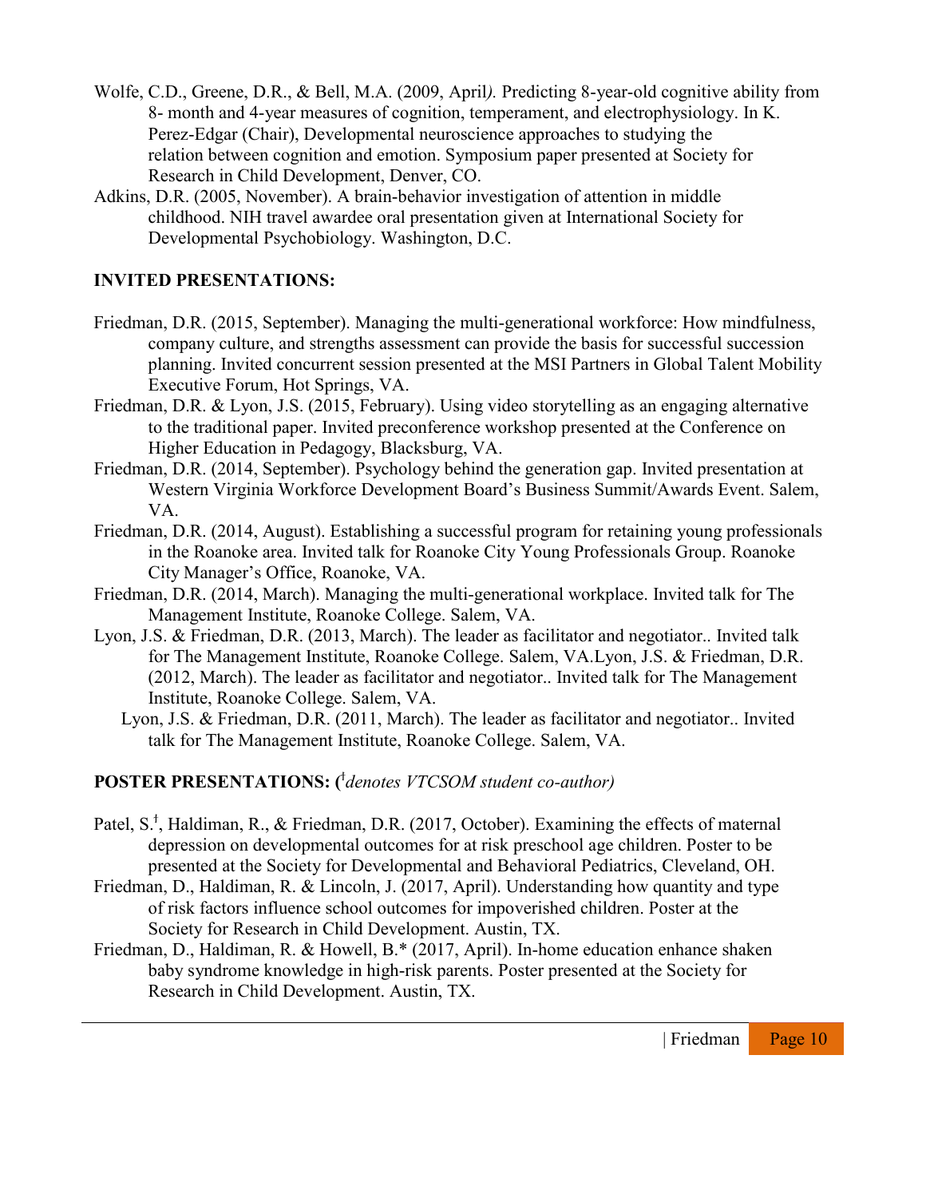Wolfe, C.D., Greene, D.R., & Bell, M.A. (2009, April*).* Predicting 8-year-old cognitive ability from 8- month and 4-year measures of cognition, temperament, and electrophysiology. In K. Perez-Edgar (Chair), Developmental neuroscience approaches to studying the relation between cognition and emotion. Symposium paper presented at Society for Research in Child Development, Denver, CO.

Adkins, D.R. (2005, November). A brain-behavior investigation of attention in middle childhood. NIH travel awardee oral presentation given at International Society for Developmental Psychobiology. Washington, D.C.

**INVITED PRESENTATIONS:**

Friedman, D.R. (2015, September). Managing the multi-generational workforce: How mindfulness, company culture, and strengths assessment can provide the basis for successful succession planning. Invited concurrent session presented at the MSI Partners in Global Talent Mobility Executive Forum, Hot Springs, VA.

Friedman, D.R. & Lyon, J.S. (2015, February). Using video storytelling as an engaging alternative to the traditional paper. Invited preconference workshop presented at the Conference on Higher Education in Pedagogy, Blacksburg, VA.

Friedman, D.R. (2014, September). Psychology behind the generation gap. Invited presentation at Western Virginia Workforce Development Board's Business Summit/Awards Event. Salem, VA.

Friedman, D.R. (2014, August). Establishing a successful program for retaining young professionals in the Roanoke area. Invited talk for Roanoke City Young Professionals Group. Roanoke City Manager's Office, Roanoke, VA.

Friedman, D.R. (2014, March). Managing the multi-generational workplace. Invited talk for The Management Institute, Roanoke College. Salem, VA.

Lyon, J.S. & Friedman, D.R. (2013, March). The leader as facilitator and negotiator.. Invited talk for The Management Institute, Roanoke College. Salem, VA.Lyon, J.S. & Friedman, D.R. (2012, March). The leader as facilitator and negotiator.. Invited talk for The Management Institute, Roanoke College. Salem, VA.

Lyon, J.S. & Friedman, D.R. (2011, March). The leader as facilitator and negotiator.. Invited talk for The Management Institute, Roanoke College. Salem, VA.

**POSTER PRESENTATIONS: (**[ǂ]*denotes VTCSOM student co-author)*

Patel, S.[ǂ], Haldiman, R., & Friedman, D.R. (2017, October). Examining the effects of maternal depression on developmental outcomes for at risk preschool age children. Poster to be presented at the Society for Developmental and Behavioral Pediatrics, Cleveland, OH.

Friedman, D., Haldiman, R. & Lincoln, J. (2017, April). Understanding how quantity and type of risk factors influence school outcomes for impoverished children. Poster at the Society for Research in Child Development. Austin, TX.

Friedman, D., Haldiman, R. & Howell, B.* (2017, April). In-home education enhance shaken baby syndrome knowledge in high-risk parents. Poster presented at the Society for Research in Child Development. Austin, TX.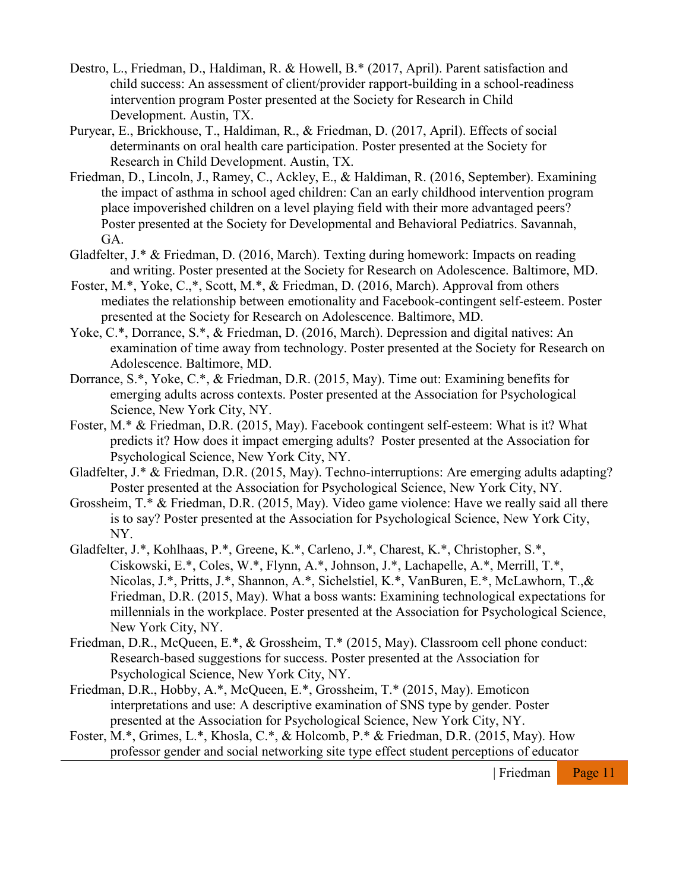Destro, L., Friedman, D., Haldiman, R. & Howell, B.* (2017, April). Parent satisfaction and child success: An assessment of client/provider rapport-building in a school-readiness intervention program Poster presented at the Society for Research in Child Development. Austin, TX.

Puryear, E., Brickhouse, T., Haldiman, R., & Friedman, D. (2017, April). Effects of social determinants on oral health care participation. Poster presented at the Society for Research in Child Development. Austin, TX.

Friedman, D., Lincoln, J., Ramey, C., Ackley, E., & Haldiman, R. (2016, September). Examining the impact of asthma in school aged children: Can an early childhood intervention program place impoverished children on a level playing field with their more advantaged peers? Poster presented at the Society for Developmental and Behavioral Pediatrics. Savannah, GA.

Gladfelter, J.* & Friedman, D. (2016, March). Texting during homework: Impacts on reading and writing. Poster presented at the Society for Research on Adolescence. Baltimore, MD.

Foster, M.*, Yoke, C.,*, Scott, M.*, & Friedman, D. (2016, March). Approval from others mediates the relationship between emotionality and Facebook-contingent self-esteem. Poster presented at the Society for Research on Adolescence. Baltimore, MD.

Yoke, C.*, Dorrance, S.*, & Friedman, D. (2016, March). Depression and digital natives: An examination of time away from technology. Poster presented at the Society for Research on Adolescence. Baltimore, MD.

Dorrance, S.*, Yoke, C.*, & Friedman, D.R. (2015, May). Time out: Examining benefits for emerging adults across contexts. Poster presented at the Association for Psychological Science, New York City, NY.

Foster, M.* & Friedman, D.R. (2015, May). Facebook contingent self-esteem: What is it? What predicts it? How does it impact emerging adults? Poster presented at the Association for Psychological Science, New York City, NY.

Gladfelter, J.* & Friedman, D.R. (2015, May). Techno-interruptions: Are emerging adults adapting? Poster presented at the Association for Psychological Science, New York City, NY.

Grossheim, T.* & Friedman, D.R. (2015, May). Video game violence: Have we really said all there is to say? Poster presented at the Association for Psychological Science, New York City, NY.

Gladfelter, J.*, Kohlhaas, P.*, Greene, K.*, Carleno, J.*, Charest, K.*, Christopher, S.*, Ciskowski, E.*, Coles, W.*, Flynn, A.*, Johnson, J.*, Lachapelle, A.*, Merrill, T.*, Nicolas, J.*, Pritts, J.*, Shannon, A.*, Sichelstiel, K.*, VanBuren, E.*, McLawhorn, T.,& Friedman, D.R. (2015, May). What a boss wants: Examining technological expectations for millennials in the workplace. Poster presented at the Association for Psychological Science, New York City, NY.

Friedman, D.R., McQueen, E.*, & Grossheim, T.* (2015, May). Classroom cell phone conduct: Research-based suggestions for success. Poster presented at the Association for Psychological Science, New York City, NY.

Friedman, D.R., Hobby, A.*, McQueen, E.*, Grossheim, T.* (2015, May). Emoticon interpretations and use: A descriptive examination of SNS type by gender. Poster presented at the Association for Psychological Science, New York City, NY.

Foster, M.*, Grimes, L.*, Khosla, C.*, & Holcomb, P.* & Friedman, D.R. (2015, May). How professor gender and social networking site type effect student perceptions of educator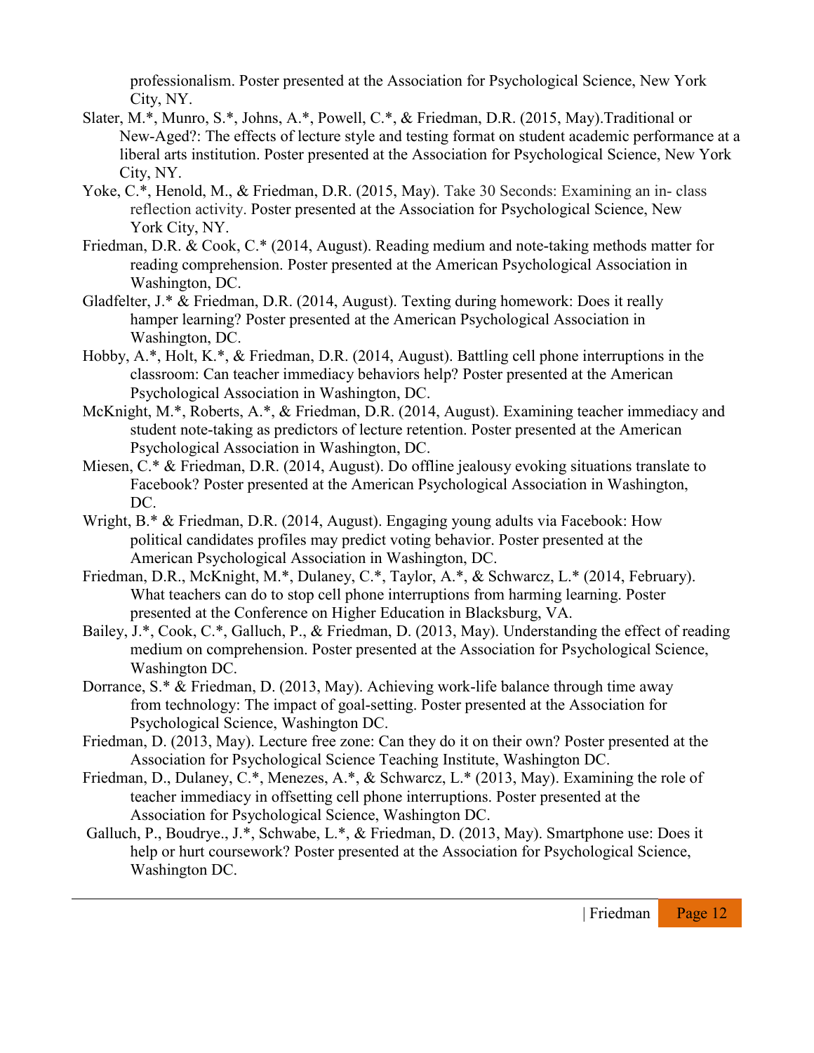professionalism. Poster presented at the Association for Psychological Science, New York City, NY.

Slater, M.*, Munro, S.*, Johns, A.*, Powell, C.*, & Friedman, D.R. (2015, May).Traditional or New-Aged?: The effects of lecture style and testing format on student academic performance at a liberal arts institution. Poster presented at the Association for Psychological Science, New York City, NY.

Yoke, C.*, Henold, M., & Friedman, D.R. (2015, May). Take 30 Seconds: Examining an in- class reflection activity. Poster presented at the Association for Psychological Science, New York City, NY.

Friedman, D.R. & Cook, C.* (2014, August). Reading medium and note-taking methods matter for reading comprehension. Poster presented at the American Psychological Association in Washington, DC.

Gladfelter, J.* & Friedman, D.R. (2014, August). Texting during homework: Does it really hamper learning? Poster presented at the American Psychological Association in Washington, DC.

Hobby, A.*, Holt, K.*, & Friedman, D.R. (2014, August). Battling cell phone interruptions in the classroom: Can teacher immediacy behaviors help? Poster presented at the American Psychological Association in Washington, DC.

McKnight, M.*, Roberts, A.*, & Friedman, D.R. (2014, August). Examining teacher immediacy and student note-taking as predictors of lecture retention. Poster presented at the American Psychological Association in Washington, DC.

Miesen, C.* & Friedman, D.R. (2014, August). Do offline jealousy evoking situations translate to Facebook? Poster presented at the American Psychological Association in Washington, DC.

Wright, B.* & Friedman, D.R. (2014, August). Engaging young adults via Facebook: How political candidates profiles may predict voting behavior. Poster presented at the American Psychological Association in Washington, DC.

Friedman, D.R., McKnight, M.*, Dulaney, C.*, Taylor, A.*, & Schwarcz, L.* (2014, February). What teachers can do to stop cell phone interruptions from harming learning. Poster presented at the Conference on Higher Education in Blacksburg, VA.

Bailey, J.*, Cook, C.*, Galluch, P., & Friedman, D. (2013, May). Understanding the effect of reading medium on comprehension. Poster presented at the Association for Psychological Science, Washington DC.

Dorrance, S.* & Friedman, D. (2013, May). Achieving work-life balance through time away from technology: The impact of goal-setting. Poster presented at the Association for Psychological Science, Washington DC.

Friedman, D. (2013, May). Lecture free zone: Can they do it on their own? Poster presented at the Association for Psychological Science Teaching Institute, Washington DC.

Friedman, D., Dulaney, C.*, Menezes, A.*, & Schwarcz, L.* (2013, May). Examining the role of teacher immediacy in offsetting cell phone interruptions. Poster presented at the Association for Psychological Science, Washington DC.

Galluch, P., Boudrye., J.*, Schwabe, L.*, & Friedman, D. (2013, May). Smartphone use: Does it help or hurt coursework? Poster presented at the Association for Psychological Science, Washington DC.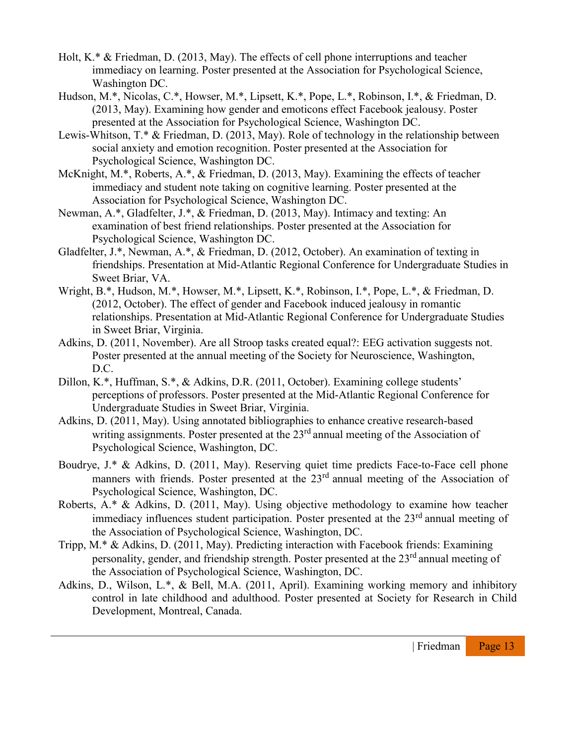Holt, K.* & Friedman, D. (2013, May). The effects of cell phone interruptions and teacher immediacy on learning. Poster presented at the Association for Psychological Science, Washington DC.

Hudson, M.*, Nicolas, C.*, Howser, M.*, Lipsett, K.*, Pope, L.*, Robinson, I.*, & Friedman, D. (2013, May). Examining how gender and emoticons effect Facebook jealousy. Poster presented at the Association for Psychological Science, Washington DC.

Lewis-Whitson, T.* & Friedman, D. (2013, May). Role of technology in the relationship between social anxiety and emotion recognition. Poster presented at the Association for Psychological Science, Washington DC.

McKnight, M.*, Roberts, A.*, & Friedman, D. (2013, May). Examining the effects of teacher immediacy and student note taking on cognitive learning. Poster presented at the Association for Psychological Science, Washington DC.

Newman, A.*, Gladfelter, J.*, & Friedman, D. (2013, May). Intimacy and texting: An examination of best friend relationships. Poster presented at the Association for Psychological Science, Washington DC.

Gladfelter, J.*, Newman, A.*, & Friedman, D. (2012, October). An examination of texting in friendships. Presentation at Mid-Atlantic Regional Conference for Undergraduate Studies in Sweet Briar, VA.

Wright, B.*, Hudson, M.*, Howser, M.*, Lipsett, K.*, Robinson, I.*, Pope, L.*, & Friedman, D. (2012, October). The effect of gender and Facebook induced jealousy in romantic relationships. Presentation at Mid-Atlantic Regional Conference for Undergraduate Studies in Sweet Briar, Virginia.

Adkins, D. (2011, November). Are all Stroop tasks created equal?: EEG activation suggests not. Poster presented at the annual meeting of the Society for Neuroscience, Washington, D.C.

Dillon, K.*, Huffman, S.*, & Adkins, D.R. (2011, October). Examining college students' perceptions of professors. Poster presented at the Mid-Atlantic Regional Conference for Undergraduate Studies in Sweet Briar, Virginia.

Adkins, D. (2011, May). Using annotated bibliographies to enhance creative research-based writing assignments. Poster presented at the 23rd annual meeting of the Association of Psychological Science, Washington, DC.

Boudrye, J.* & Adkins, D. (2011, May). Reserving quiet time predicts Face-to-Face cell phone manners with friends. Poster presented at the 23rd annual meeting of the Association of Psychological Science, Washington, DC.

Roberts, A.* & Adkins, D. (2011, May). Using objective methodology to examine how teacher immediacy influences student participation. Poster presented at the 23rd annual meeting of the Association of Psychological Science, Washington, DC.

Tripp, M.* & Adkins, D. (2011, May). Predicting interaction with Facebook friends: Examining personality, gender, and friendship strength. Poster presented at the 23rd annual meeting of the Association of Psychological Science, Washington, DC.

Adkins, D., Wilson, L.*, & Bell, M.A. (2011, April). Examining working memory and inhibitory control in late childhood and adulthood. Poster presented at Society for Research in Child Development, Montreal, Canada.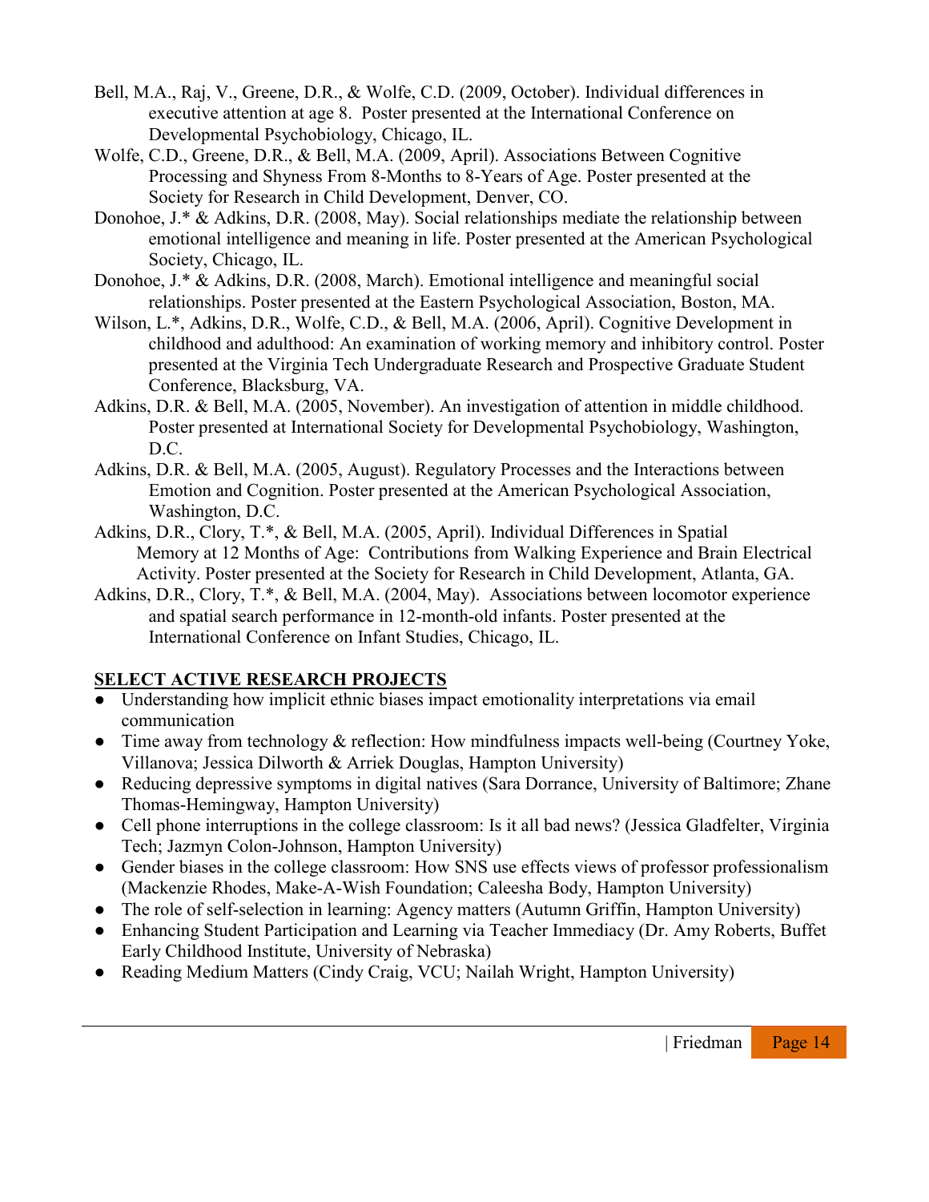Bell, M.A., Raj, V., Greene, D.R., & Wolfe, C.D. (2009, October). Individual differences in executive attention at age 8. Poster presented at the International Conference on Developmental Psychobiology, Chicago, IL.

Wolfe, C.D., Greene, D.R., & Bell, M.A. (2009, April). Associations Between Cognitive Processing and Shyness From 8-Months to 8-Years of Age. Poster presented at the Society for Research in Child Development, Denver, CO.

Donohoe, J.* & Adkins, D.R. (2008, May). Social relationships mediate the relationship between emotional intelligence and meaning in life. Poster presented at the American Psychological Society, Chicago, IL.

Donohoe, J.* & Adkins, D.R. (2008, March). Emotional intelligence and meaningful social relationships. Poster presented at the Eastern Psychological Association, Boston, MA.

Wilson, L.*, Adkins, D.R., Wolfe, C.D., & Bell, M.A. (2006, April). Cognitive Development in childhood and adulthood: An examination of working memory and inhibitory control. Poster presented at the Virginia Tech Undergraduate Research and Prospective Graduate Student Conference, Blacksburg, VA.

Adkins, D.R. & Bell, M.A. (2005, November). An investigation of attention in middle childhood. Poster presented at International Society for Developmental Psychobiology, Washington, D.C.

Adkins, D.R. & Bell, M.A. (2005, August). Regulatory Processes and the Interactions between Emotion and Cognition. Poster presented at the American Psychological Association, Washington, D.C.

Adkins, D.R., Clory, T.*, & Bell, M.A. (2005, April). Individual Differences in Spatial Memory at 12 Months of Age: Contributions from Walking Experience and Brain Electrical Activity. Poster presented at the Society for Research in Child Development, Atlanta, GA.

Adkins, D.R., Clory, T.*, & Bell, M.A. (2004, May). Associations between locomotor experience and spatial search performance in 12-month-old infants. Poster presented at the International Conference on Infant Studies, Chicago, IL.

## SELECT ACTIVE RESEARCH PROJECTS

- Understanding how implicit ethnic biases impact emotionality interpretations via email communication
- Time away from technology & reflection: How mindfulness impacts well-being (Courtney Yoke, Villanova; Jessica Dilworth & Arriek Douglas, Hampton University)
- Reducing depressive symptoms in digital natives (Sara Dorrance, University of Baltimore; Zhane Thomas-Hemingway, Hampton University)
- Cell phone interruptions in the college classroom: Is it all bad news? (Jessica Gladfelter, Virginia Tech; Jazmyn Colon-Johnson, Hampton University)
- Gender biases in the college classroom: How SNS use effects views of professor professionalism (Mackenzie Rhodes, Make-A-Wish Foundation; Caleesha Body, Hampton University)
- The role of self-selection in learning: Agency matters (Autumn Griffin, Hampton University)
- Enhancing Student Participation and Learning via Teacher Immediacy (Dr. Amy Roberts, Buffet Early Childhood Institute, University of Nebraska)
- Reading Medium Matters (Cindy Craig, VCU; Nailah Wright, Hampton University)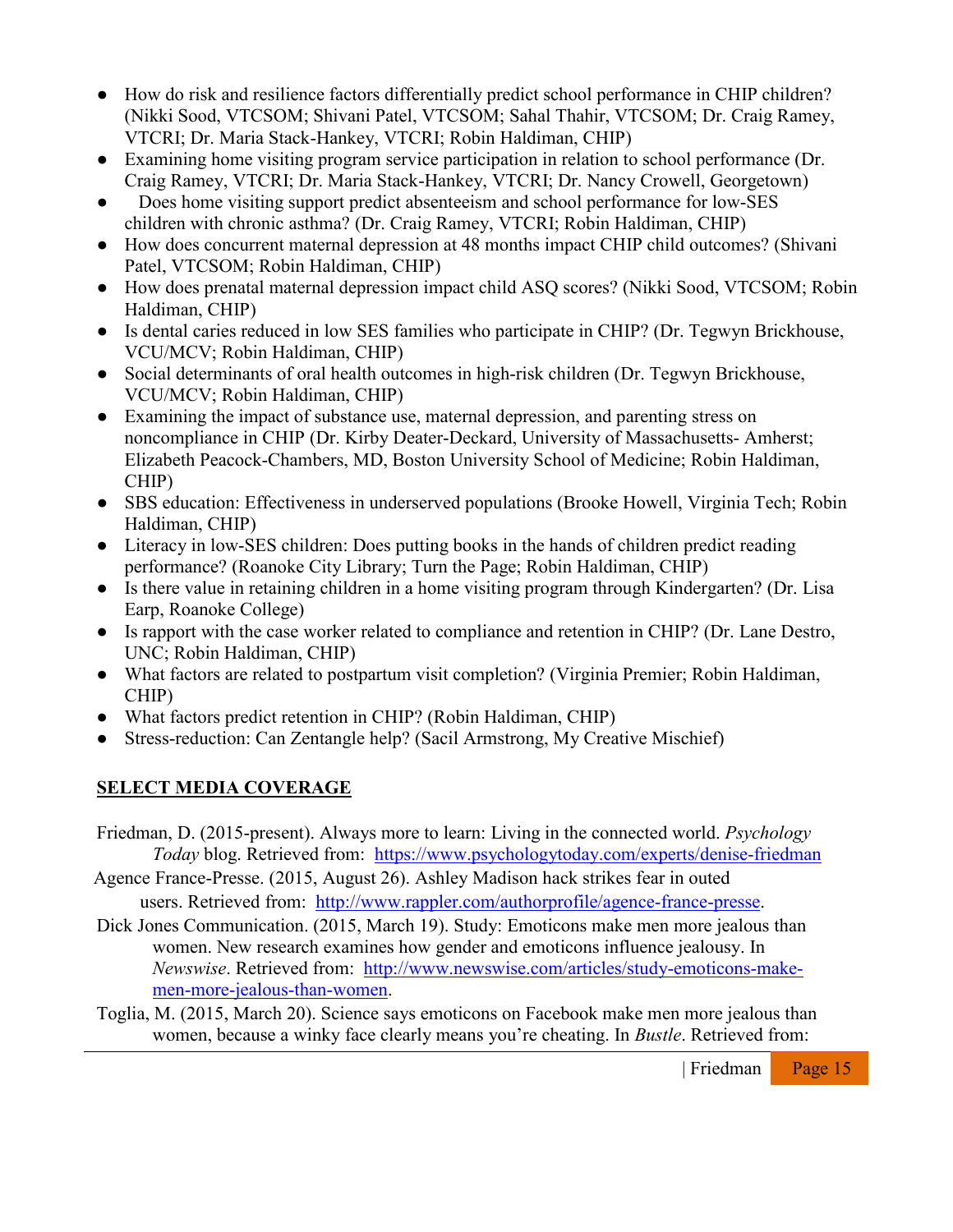- How do risk and resilience factors differentially predict school performance in CHIP children? (Nikki Sood, VTCSOM; Shivani Patel, VTCSOM; Sahal Thahir, VTCSOM; Dr. Craig Ramey, VTCRI; Dr. Maria Stack-Hankey, VTCRI; Robin Haldiman, CHIP)
- Examining home visiting program service participation in relation to school performance (Dr. Craig Ramey, VTCRI; Dr. Maria Stack-Hankey, VTCRI; Dr. Nancy Crowell, Georgetown)
- Does home visiting support predict absenteeism and school performance for low-SES children with chronic asthma? (Dr. Craig Ramey, VTCRI; Robin Haldiman, CHIP)
- How does concurrent maternal depression at 48 months impact CHIP child outcomes? (Shivani Patel, VTCSOM; Robin Haldiman, CHIP)
- How does prenatal maternal depression impact child ASQ scores? (Nikki Sood, VTCSOM; Robin Haldiman, CHIP)
- Is dental caries reduced in low SES families who participate in CHIP? (Dr. Tegwyn Brickhouse, VCU/MCV; Robin Haldiman, CHIP)
- Social determinants of oral health outcomes in high-risk children (Dr. Tegwyn Brickhouse, VCU/MCV; Robin Haldiman, CHIP)
- Examining the impact of substance use, maternal depression, and parenting stress on noncompliance in CHIP (Dr. Kirby Deater-Deckard, University of Massachusetts- Amherst; Elizabeth Peacock-Chambers, MD, Boston University School of Medicine; Robin Haldiman, CHIP)
- SBS education: Effectiveness in underserved populations (Brooke Howell, Virginia Tech; Robin Haldiman, CHIP)
- Literacy in low-SES children: Does putting books in the hands of children predict reading performance? (Roanoke City Library; Turn the Page; Robin Haldiman, CHIP)
- Is there value in retaining children in a home visiting program through Kindergarten? (Dr. Lisa Earp, Roanoke College)
- Is rapport with the case worker related to compliance and retention in CHIP? (Dr. Lane Destro, UNC; Robin Haldiman, CHIP)
- What factors are related to postpartum visit completion? (Virginia Premier; Robin Haldiman, CHIP)
- What factors predict retention in CHIP? (Robin Haldiman, CHIP)
- Stress-reduction: Can Zentangle help? (Sacil Armstrong, My Creative Mischief)

## SELECT MEDIA COVERAGE

Friedman, D. (2015-present). Always more to learn: Living in the connected world. *Psychology Today* blog. Retrieved from: https://www.psychologytoday.com/experts/denise-friedman

Agence France-Presse. (2015, August 26). Ashley Madison hack strikes fear in outed users. Retrieved from: http://www.rappler.com/authorprofile/agence-france-presse.

Dick Jones Communication. (2015, March 19). Study: Emoticons make men more jealous than women. New research examines how gender and emoticons influence jealousy. In *Newswise*. Retrieved from: http://www.newswise.com/articles/study-emoticons-make-men-more-jealous-than-women.

Toglia, M. (2015, March 20). Science says emoticons on Facebook make men more jealous than women, because a winky face clearly means you're cheating. In *Bustle*. Retrieved from: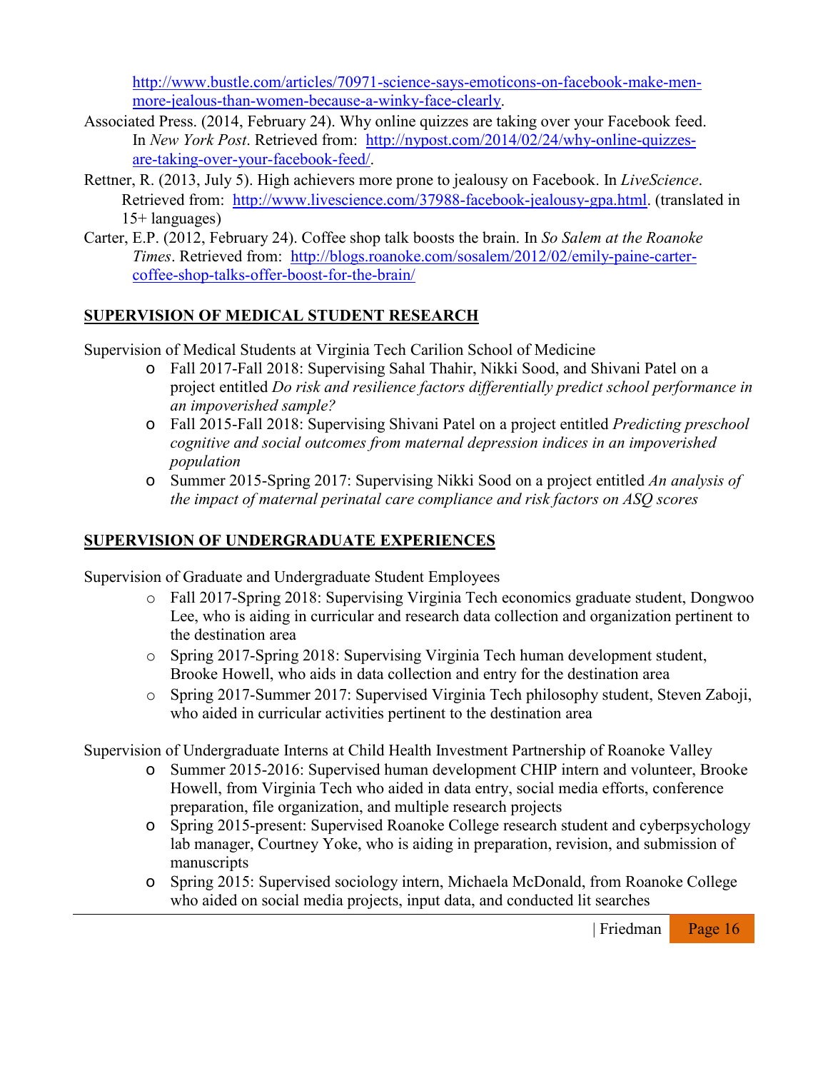http://www.bustle.com/articles/70971-science-says-emoticons-on-facebook-make-men-more-jealous-than-women-because-a-winky-face-clearly.

Associated Press. (2014, February 24). Why online quizzes are taking over your Facebook feed. In *New York Post*. Retrieved from: http://nypost.com/2014/02/24/why-online-quizzes-are-taking-over-your-facebook-feed/.

Rettner, R. (2013, July 5). High achievers more prone to jealousy on Facebook. In *LiveScience*. Retrieved from: http://www.livescience.com/37988-facebook-jealousy-gpa.html. (translated in 15+ languages)

Carter, E.P. (2012, February 24). Coffee shop talk boosts the brain. In *So Salem at the Roanoke Times*. Retrieved from: http://blogs.roanoke.com/sosalem/2012/02/emily-paine-carter-coffee-shop-talks-offer-boost-for-the-brain/

## SUPERVISION OF MEDICAL STUDENT RESEARCH

Supervision of Medical Students at Virginia Tech Carilion School of Medicine

- Fall 2017-Fall 2018: Supervising Sahal Thahir, Nikki Sood, and Shivani Patel on a project entitled *Do risk and resilience factors differentially predict school performance in an impoverished sample?*
- Fall 2015-Fall 2018: Supervising Shivani Patel on a project entitled *Predicting preschool cognitive and social outcomes from maternal depression indices in an impoverished population*
- Summer 2015-Spring 2017: Supervising Nikki Sood on a project entitled *An analysis of the impact of maternal perinatal care compliance and risk factors on ASQ scores*

## SUPERVISION OF UNDERGRADUATE EXPERIENCES

Supervision of Graduate and Undergraduate Student Employees

- Fall 2017-Spring 2018: Supervising Virginia Tech economics graduate student, Dongwoo Lee, who is aiding in curricular and research data collection and organization pertinent to the destination area
- Spring 2017-Spring 2018: Supervising Virginia Tech human development student, Brooke Howell, who aids in data collection and entry for the destination area
- Spring 2017-Summer 2017: Supervised Virginia Tech philosophy student, Steven Zaboji, who aided in curricular activities pertinent to the destination area

Supervision of Undergraduate Interns at Child Health Investment Partnership of Roanoke Valley

- Summer 2015-2016: Supervised human development CHIP intern and volunteer, Brooke Howell, from Virginia Tech who aided in data entry, social media efforts, conference preparation, file organization, and multiple research projects
- Spring 2015-present: Supervised Roanoke College research student and cyberpsychology lab manager, Courtney Yoke, who is aiding in preparation, revision, and submission of manuscripts
- Spring 2015: Supervised sociology intern, Michaela McDonald, from Roanoke College who aided on social media projects, input data, and conducted lit searches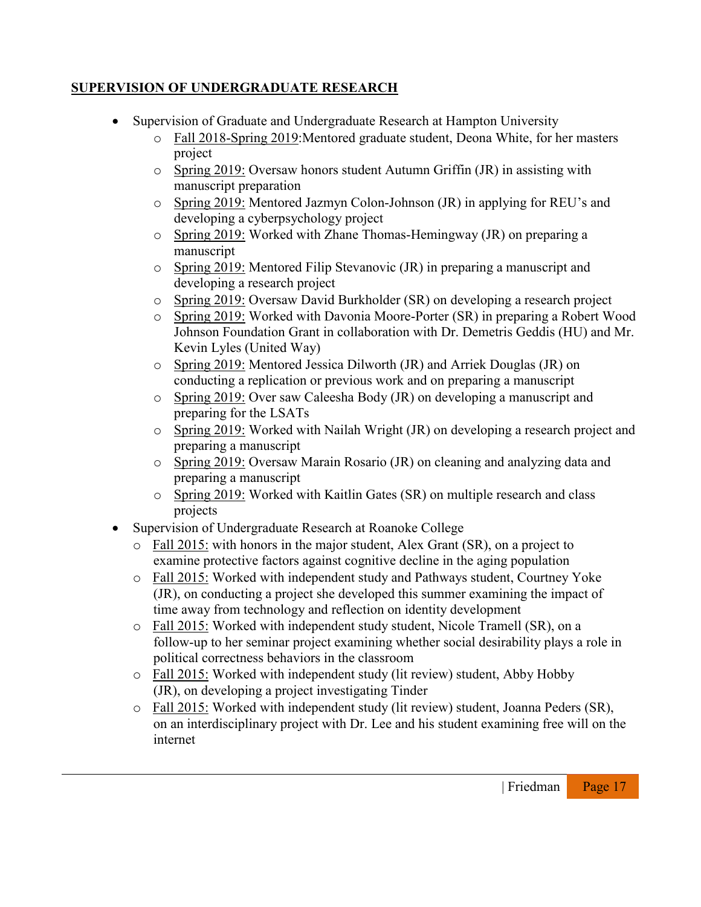## SUPERVISION OF UNDERGRADUATE RESEARCH

- Supervision of Graduate and Undergraduate Research at Hampton University
  - Fall 2018-Spring 2019:Mentored graduate student, Deona White, for her masters project
  - Spring 2019: Oversaw honors student Autumn Griffin (JR) in assisting with manuscript preparation
  - Spring 2019: Mentored Jazmyn Colon-Johnson (JR) in applying for REU's and developing a cyberpsychology project
  - Spring 2019: Worked with Zhane Thomas-Hemingway (JR) on preparing a manuscript
  - Spring 2019: Mentored Filip Stevanovic (JR) in preparing a manuscript and developing a research project
  - Spring 2019: Oversaw David Burkholder (SR) on developing a research project
  - Spring 2019: Worked with Davonia Moore-Porter (SR) in preparing a Robert Wood Johnson Foundation Grant in collaboration with Dr. Demetris Geddis (HU) and Mr. Kevin Lyles (United Way)
  - Spring 2019: Mentored Jessica Dilworth (JR) and Arriek Douglas (JR) on conducting a replication or previous work and on preparing a manuscript
  - Spring 2019: Over saw Caleesha Body (JR) on developing a manuscript and preparing for the LSATs
  - Spring 2019: Worked with Nailah Wright (JR) on developing a research project and preparing a manuscript
  - Spring 2019: Oversaw Marain Rosario (JR) on cleaning and analyzing data and preparing a manuscript
  - Spring 2019: Worked with Kaitlin Gates (SR) on multiple research and class projects
- Supervision of Undergraduate Research at Roanoke College
  - Fall 2015: with honors in the major student, Alex Grant (SR), on a project to examine protective factors against cognitive decline in the aging population
  - Fall 2015: Worked with independent study and Pathways student, Courtney Yoke (JR), on conducting a project she developed this summer examining the impact of time away from technology and reflection on identity development
  - Fall 2015: Worked with independent study student, Nicole Tramell (SR), on a follow-up to her seminar project examining whether social desirability plays a role in political correctness behaviors in the classroom
  - Fall 2015: Worked with independent study (lit review) student, Abby Hobby (JR), on developing a project investigating Tinder
  - Fall 2015: Worked with independent study (lit review) student, Joanna Peders (SR), on an interdisciplinary project with Dr. Lee and his student examining free will on the internet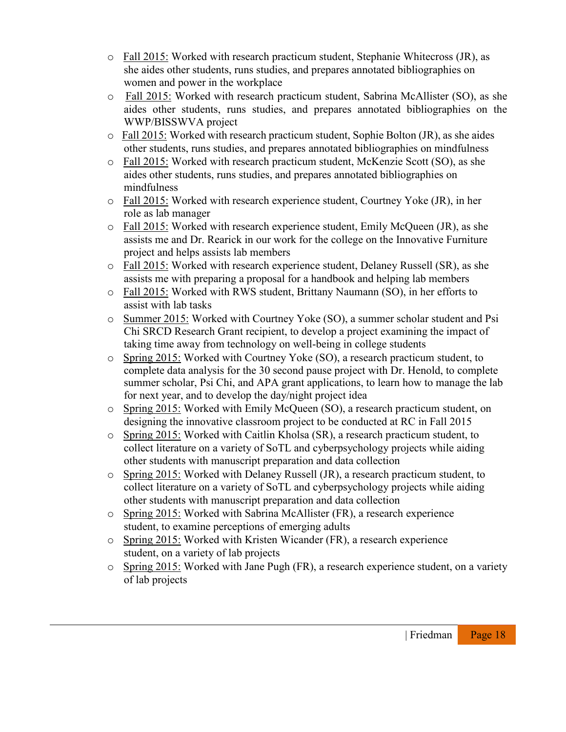- <u>Fall 2015:</u> Worked with research practicum student, Stephanie Whitecross (JR), as she aides other students, runs studies, and prepares annotated bibliographies on women and power in the workplace
- <u>Fall 2015:</u> Worked with research practicum student, Sabrina McAllister (SO), as she aides other students, runs studies, and prepares annotated bibliographies on the WWP/BISSWVA project
- <u>Fall 2015:</u> Worked with research practicum student, Sophie Bolton (JR), as she aides other students, runs studies, and prepares annotated bibliographies on mindfulness
- <u>Fall 2015:</u> Worked with research practicum student, McKenzie Scott (SO), as she aides other students, runs studies, and prepares annotated bibliographies on mindfulness
- <u>Fall 2015:</u> Worked with research experience student, Courtney Yoke (JR), in her role as lab manager
- <u>Fall 2015:</u> Worked with research experience student, Emily McQueen (JR), as she assists me and Dr. Rearick in our work for the college on the Innovative Furniture project and helps assists lab members
- <u>Fall 2015:</u> Worked with research experience student, Delaney Russell (SR), as she assists me with preparing a proposal for a handbook and helping lab members
- <u>Fall 2015:</u> Worked with RWS student, Brittany Naumann (SO), in her efforts to assist with lab tasks
- <u>Summer 2015:</u> Worked with Courtney Yoke (SO), a summer scholar student and Psi Chi SRCD Research Grant recipient, to develop a project examining the impact of taking time away from technology on well-being in college students
- <u>Spring 2015:</u> Worked with Courtney Yoke (SO), a research practicum student, to complete data analysis for the 30 second pause project with Dr. Henold, to complete summer scholar, Psi Chi, and APA grant applications, to learn how to manage the lab for next year, and to develop the day/night project idea
- <u>Spring 2015:</u> Worked with Emily McQueen (SO), a research practicum student, on designing the innovative classroom project to be conducted at RC in Fall 2015
- <u>Spring 2015:</u> Worked with Caitlin Kholsa (SR), a research practicum student, to collect literature on a variety of SoTL and cyberpsychology projects while aiding other students with manuscript preparation and data collection
- <u>Spring 2015:</u> Worked with Delaney Russell (JR), a research practicum student, to collect literature on a variety of SoTL and cyberpsychology projects while aiding other students with manuscript preparation and data collection
- <u>Spring 2015:</u> Worked with Sabrina McAllister (FR), a research experience student, to examine perceptions of emerging adults
- <u>Spring 2015:</u> Worked with Kristen Wicander (FR), a research experience student, on a variety of lab projects
- <u>Spring 2015:</u> Worked with Jane Pugh (FR), a research experience student, on a variety of lab projects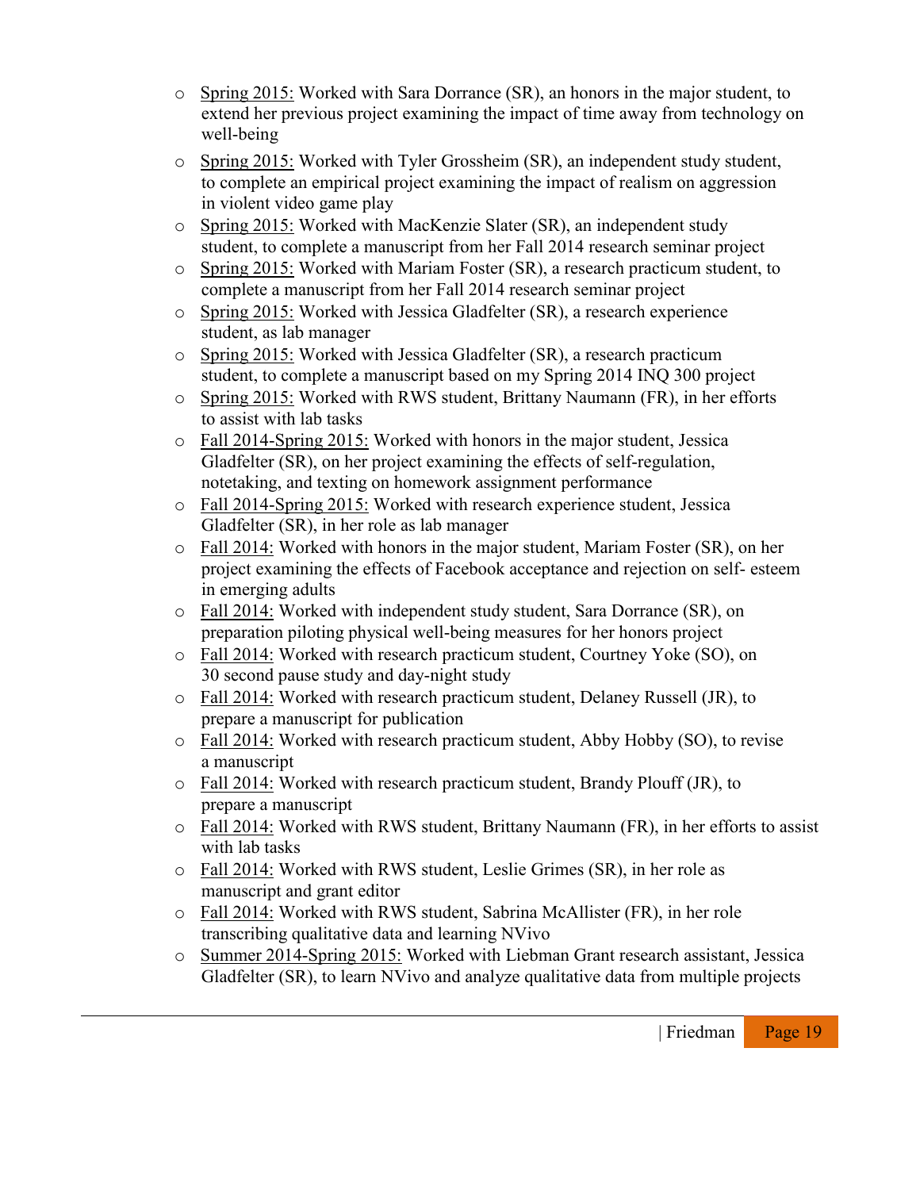- Spring 2015: Worked with Sara Dorrance (SR), an honors in the major student, to extend her previous project examining the impact of time away from technology on well-being
- Spring 2015: Worked with Tyler Grossheim (SR), an independent study student, to complete an empirical project examining the impact of realism on aggression in violent video game play
- Spring 2015: Worked with MacKenzie Slater (SR), an independent study student, to complete a manuscript from her Fall 2014 research seminar project
- Spring 2015: Worked with Mariam Foster (SR), a research practicum student, to complete a manuscript from her Fall 2014 research seminar project
- Spring 2015: Worked with Jessica Gladfelter (SR), a research experience student, as lab manager
- Spring 2015: Worked with Jessica Gladfelter (SR), a research practicum student, to complete a manuscript based on my Spring 2014 INQ 300 project
- Spring 2015: Worked with RWS student, Brittany Naumann (FR), in her efforts to assist with lab tasks
- Fall 2014-Spring 2015: Worked with honors in the major student, Jessica Gladfelter (SR), on her project examining the effects of self-regulation, notetaking, and texting on homework assignment performance
- Fall 2014-Spring 2015: Worked with research experience student, Jessica Gladfelter (SR), in her role as lab manager
- Fall 2014: Worked with honors in the major student, Mariam Foster (SR), on her project examining the effects of Facebook acceptance and rejection on self- esteem in emerging adults
- Fall 2014: Worked with independent study student, Sara Dorrance (SR), on preparation piloting physical well-being measures for her honors project
- Fall 2014: Worked with research practicum student, Courtney Yoke (SO), on 30 second pause study and day-night study
- Fall 2014: Worked with research practicum student, Delaney Russell (JR), to prepare a manuscript for publication
- Fall 2014: Worked with research practicum student, Abby Hobby (SO), to revise a manuscript
- Fall 2014: Worked with research practicum student, Brandy Plouff (JR), to prepare a manuscript
- Fall 2014: Worked with RWS student, Brittany Naumann (FR), in her efforts to assist with lab tasks
- Fall 2014: Worked with RWS student, Leslie Grimes (SR), in her role as manuscript and grant editor
- Fall 2014: Worked with RWS student, Sabrina McAllister (FR), in her role transcribing qualitative data and learning NVivo
- Summer 2014-Spring 2015: Worked with Liebman Grant research assistant, Jessica Gladfelter (SR), to learn NVivo and analyze qualitative data from multiple projects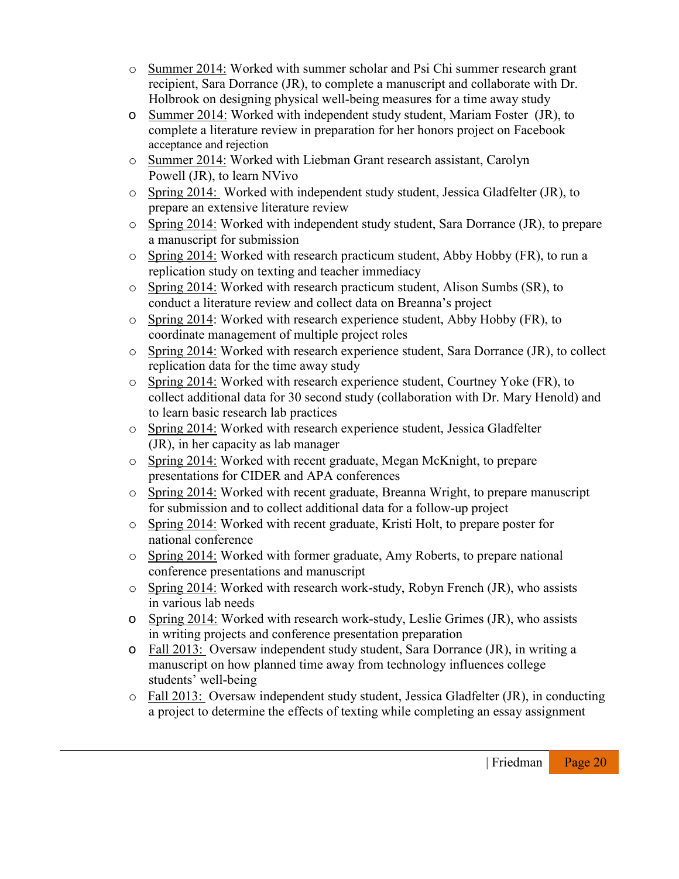- Summer 2014: Worked with summer scholar and Psi Chi summer research grant recipient, Sara Dorrance (JR), to complete a manuscript and collaborate with Dr. Holbrook on designing physical well-being measures for a time away study
- Summer 2014: Worked with independent study student, Mariam Foster (JR), to complete a literature review in preparation for her honors project on Facebook acceptance and rejection
- Summer 2014: Worked with Liebman Grant research assistant, Carolyn Powell (JR), to learn NVivo
- Spring 2014: Worked with independent study student, Jessica Gladfelter (JR), to prepare an extensive literature review
- Spring 2014: Worked with independent study student, Sara Dorrance (JR), to prepare a manuscript for submission
- Spring 2014: Worked with research practicum student, Abby Hobby (FR), to run a replication study on texting and teacher immediacy
- Spring 2014: Worked with research practicum student, Alison Sumbs (SR), to conduct a literature review and collect data on Breanna's project
- Spring 2014: Worked with research experience student, Abby Hobby (FR), to coordinate management of multiple project roles
- Spring 2014: Worked with research experience student, Sara Dorrance (JR), to collect replication data for the time away study
- Spring 2014: Worked with research experience student, Courtney Yoke (FR), to collect additional data for 30 second study (collaboration with Dr. Mary Henold) and to learn basic research lab practices
- Spring 2014: Worked with research experience student, Jessica Gladfelter (JR), in her capacity as lab manager
- Spring 2014: Worked with recent graduate, Megan McKnight, to prepare presentations for CIDER and APA conferences
- Spring 2014: Worked with recent graduate, Breanna Wright, to prepare manuscript for submission and to collect additional data for a follow-up project
- Spring 2014: Worked with recent graduate, Kristi Holt, to prepare poster for national conference
- Spring 2014: Worked with former graduate, Amy Roberts, to prepare national conference presentations and manuscript
- Spring 2014: Worked with research work-study, Robyn French (JR), who assists in various lab needs
- Spring 2014: Worked with research work-study, Leslie Grimes (JR), who assists in writing projects and conference presentation preparation
- Fall 2013: Oversaw independent study student, Sara Dorrance (JR), in writing a manuscript on how planned time away from technology influences college students' well-being
- Fall 2013: Oversaw independent study student, Jessica Gladfelter (JR), in conducting a project to determine the effects of texting while completing an essay assignment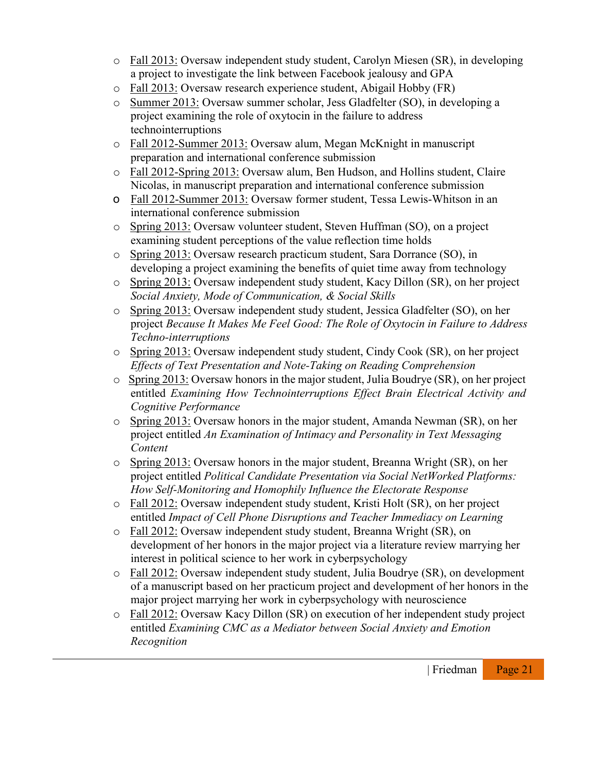- Fall 2013: Oversaw independent study student, Carolyn Miesen (SR), in developing a project to investigate the link between Facebook jealousy and GPA
- Fall 2013: Oversaw research experience student, Abigail Hobby (FR)
- Summer 2013: Oversaw summer scholar, Jess Gladfelter (SO), in developing a project examining the role of oxytocin in the failure to address technointerruptions
- Fall 2012-Summer 2013: Oversaw alum, Megan McKnight in manuscript preparation and international conference submission
- Fall 2012-Spring 2013: Oversaw alum, Ben Hudson, and Hollins student, Claire Nicolas, in manuscript preparation and international conference submission
- Fall 2012-Summer 2013: Oversaw former student, Tessa Lewis-Whitson in an international conference submission
- Spring 2013: Oversaw volunteer student, Steven Huffman (SO), on a project examining student perceptions of the value reflection time holds
- Spring 2013: Oversaw research practicum student, Sara Dorrance (SO), in developing a project examining the benefits of quiet time away from technology
- Spring 2013: Oversaw independent study student, Kacy Dillon (SR), on her project *Social Anxiety, Mode of Communication, & Social Skills*
- Spring 2013: Oversaw independent study student, Jessica Gladfelter (SO), on her project *Because It Makes Me Feel Good: The Role of Oxytocin in Failure to Address Techno-interruptions*
- Spring 2013: Oversaw independent study student, Cindy Cook (SR), on her project *Effects of Text Presentation and Note-Taking on Reading Comprehension*
- Spring 2013: Oversaw honors in the major student, Julia Boudrye (SR), on her project entitled *Examining How Technointerruptions Effect Brain Electrical Activity and Cognitive Performance*
- Spring 2013: Oversaw honors in the major student, Amanda Newman (SR), on her project entitled *An Examination of Intimacy and Personality in Text Messaging Content*
- Spring 2013: Oversaw honors in the major student, Breanna Wright (SR), on her project entitled *Political Candidate Presentation via Social NetWorked Platforms: How Self-Monitoring and Homophily Influence the Electorate Response*
- Fall 2012: Oversaw independent study student, Kristi Holt (SR), on her project entitled *Impact of Cell Phone Disruptions and Teacher Immediacy on Learning*
- Fall 2012: Oversaw independent study student, Breanna Wright (SR), on development of her honors in the major project via a literature review marrying her interest in political science to her work in cyberpsychology
- Fall 2012: Oversaw independent study student, Julia Boudrye (SR), on development of a manuscript based on her practicum project and development of her honors in the major project marrying her work in cyberpsychology with neuroscience
- Fall 2012: Oversaw Kacy Dillon (SR) on execution of her independent study project entitled *Examining CMC as a Mediator between Social Anxiety and Emotion Recognition*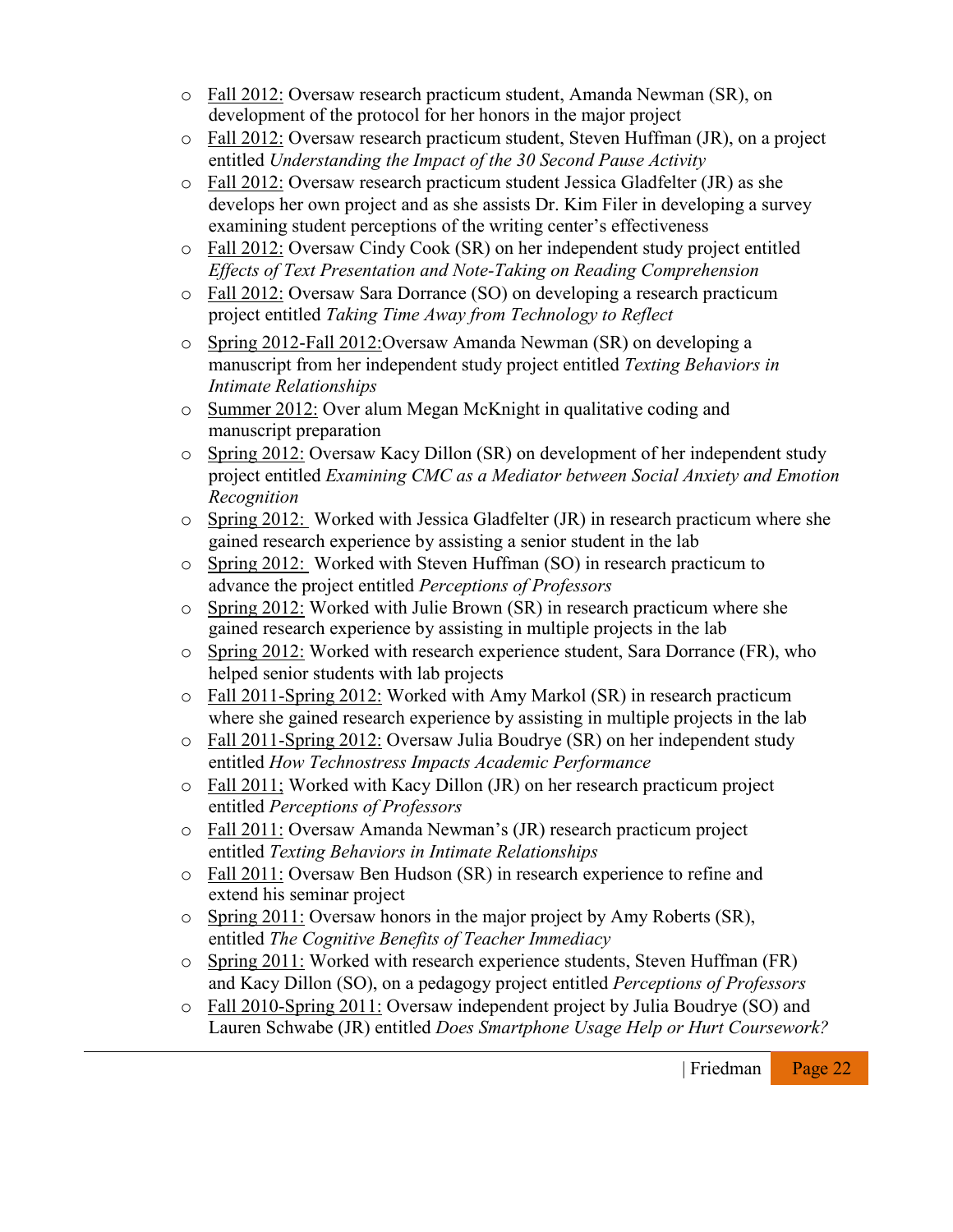- Fall 2012: Oversaw research practicum student, Amanda Newman (SR), on development of the protocol for her honors in the major project
- Fall 2012: Oversaw research practicum student, Steven Huffman (JR), on a project entitled *Understanding the Impact of the 30 Second Pause Activity*
- Fall 2012: Oversaw research practicum student Jessica Gladfelter (JR) as she develops her own project and as she assists Dr. Kim Filer in developing a survey examining student perceptions of the writing center's effectiveness
- Fall 2012: Oversaw Cindy Cook (SR) on her independent study project entitled *Effects of Text Presentation and Note-Taking on Reading Comprehension*
- Fall 2012: Oversaw Sara Dorrance (SO) on developing a research practicum project entitled *Taking Time Away from Technology to Reflect*
- Spring 2012-Fall 2012:Oversaw Amanda Newman (SR) on developing a manuscript from her independent study project entitled *Texting Behaviors in Intimate Relationships*
- Summer 2012: Over alum Megan McKnight in qualitative coding and manuscript preparation
- Spring 2012: Oversaw Kacy Dillon (SR) on development of her independent study project entitled *Examining CMC as a Mediator between Social Anxiety and Emotion Recognition*
- Spring 2012: Worked with Jessica Gladfelter (JR) in research practicum where she gained research experience by assisting a senior student in the lab
- Spring 2012: Worked with Steven Huffman (SO) in research practicum to advance the project entitled *Perceptions of Professors*
- Spring 2012: Worked with Julie Brown (SR) in research practicum where she gained research experience by assisting in multiple projects in the lab
- Spring 2012: Worked with research experience student, Sara Dorrance (FR), who helped senior students with lab projects
- Fall 2011-Spring 2012: Worked with Amy Markol (SR) in research practicum where she gained research experience by assisting in multiple projects in the lab
- Fall 2011-Spring 2012: Oversaw Julia Boudrye (SR) on her independent study entitled *How Technostress Impacts Academic Performance*
- Fall 2011; Worked with Kacy Dillon (JR) on her research practicum project entitled *Perceptions of Professors*
- Fall 2011: Oversaw Amanda Newman's (JR) research practicum project entitled *Texting Behaviors in Intimate Relationships*
- Fall 2011: Oversaw Ben Hudson (SR) in research experience to refine and extend his seminar project
- Spring 2011: Oversaw honors in the major project by Amy Roberts (SR), entitled *The Cognitive Benefits of Teacher Immediacy*
- Spring 2011: Worked with research experience students, Steven Huffman (FR) and Kacy Dillon (SO), on a pedagogy project entitled *Perceptions of Professors*
- Fall 2010-Spring 2011: Oversaw independent project by Julia Boudrye (SO) and Lauren Schwabe (JR) entitled *Does Smartphone Usage Help or Hurt Coursework?*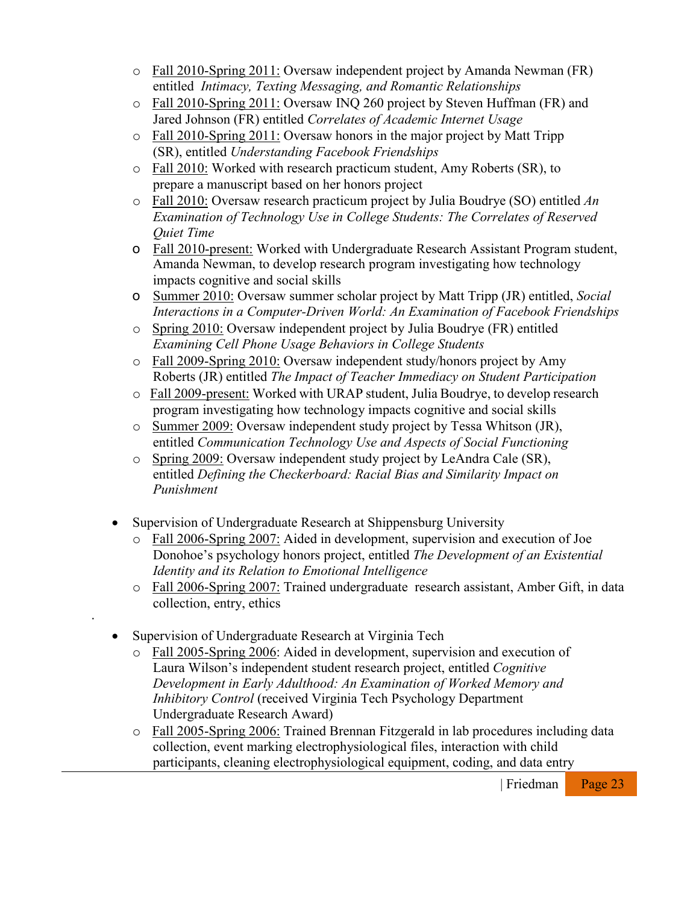- Fall 2010-Spring 2011: Oversaw independent project by Amanda Newman (FR) entitled *Intimacy, Texting Messaging, and Romantic Relationships*
- Fall 2010-Spring 2011: Oversaw INQ 260 project by Steven Huffman (FR) and Jared Johnson (FR) entitled *Correlates of Academic Internet Usage*
- Fall 2010-Spring 2011: Oversaw honors in the major project by Matt Tripp (SR), entitled *Understanding Facebook Friendships*
- Fall 2010: Worked with research practicum student, Amy Roberts (SR), to prepare a manuscript based on her honors project
- Fall 2010: Oversaw research practicum project by Julia Boudrye (SO) entitled *An Examination of Technology Use in College Students: The Correlates of Reserved Quiet Time*
- Fall 2010-present: Worked with Undergraduate Research Assistant Program student, Amanda Newman, to develop research program investigating how technology impacts cognitive and social skills
- Summer 2010: Oversaw summer scholar project by Matt Tripp (JR) entitled, *Social Interactions in a Computer-Driven World: An Examination of Facebook Friendships*
- Spring 2010: Oversaw independent project by Julia Boudrye (FR) entitled *Examining Cell Phone Usage Behaviors in College Students*
- Fall 2009-Spring 2010: Oversaw independent study/honors project by Amy Roberts (JR) entitled *The Impact of Teacher Immediacy on Student Participation*
- Fall 2009-present: Worked with URAP student, Julia Boudrye, to develop research program investigating how technology impacts cognitive and social skills
- Summer 2009: Oversaw independent study project by Tessa Whitson (JR), entitled *Communication Technology Use and Aspects of Social Functioning*
- Spring 2009: Oversaw independent study project by LeAndra Cale (SR), entitled *Defining the Checkerboard: Racial Bias and Similarity Impact on Punishment*

- Supervision of Undergraduate Research at Shippensburg University
  - Fall 2006-Spring 2007: Aided in development, supervision and execution of Joe Donohoe's psychology honors project, entitled *The Development of an Existential Identity and its Relation to Emotional Intelligence*
  - Fall 2006-Spring 2007: Trained undergraduate research assistant, Amber Gift, in data collection, entry, ethics

- Supervision of Undergraduate Research at Virginia Tech
  - Fall 2005-Spring 2006: Aided in development, supervision and execution of Laura Wilson's independent student research project, entitled *Cognitive Development in Early Adulthood: An Examination of Worked Memory and Inhibitory Control* (received Virginia Tech Psychology Department Undergraduate Research Award)
  - Fall 2005-Spring 2006: Trained Brennan Fitzgerald in lab procedures including data collection, event marking electrophysiological files, interaction with child participants, cleaning electrophysiological equipment, coding, and data entry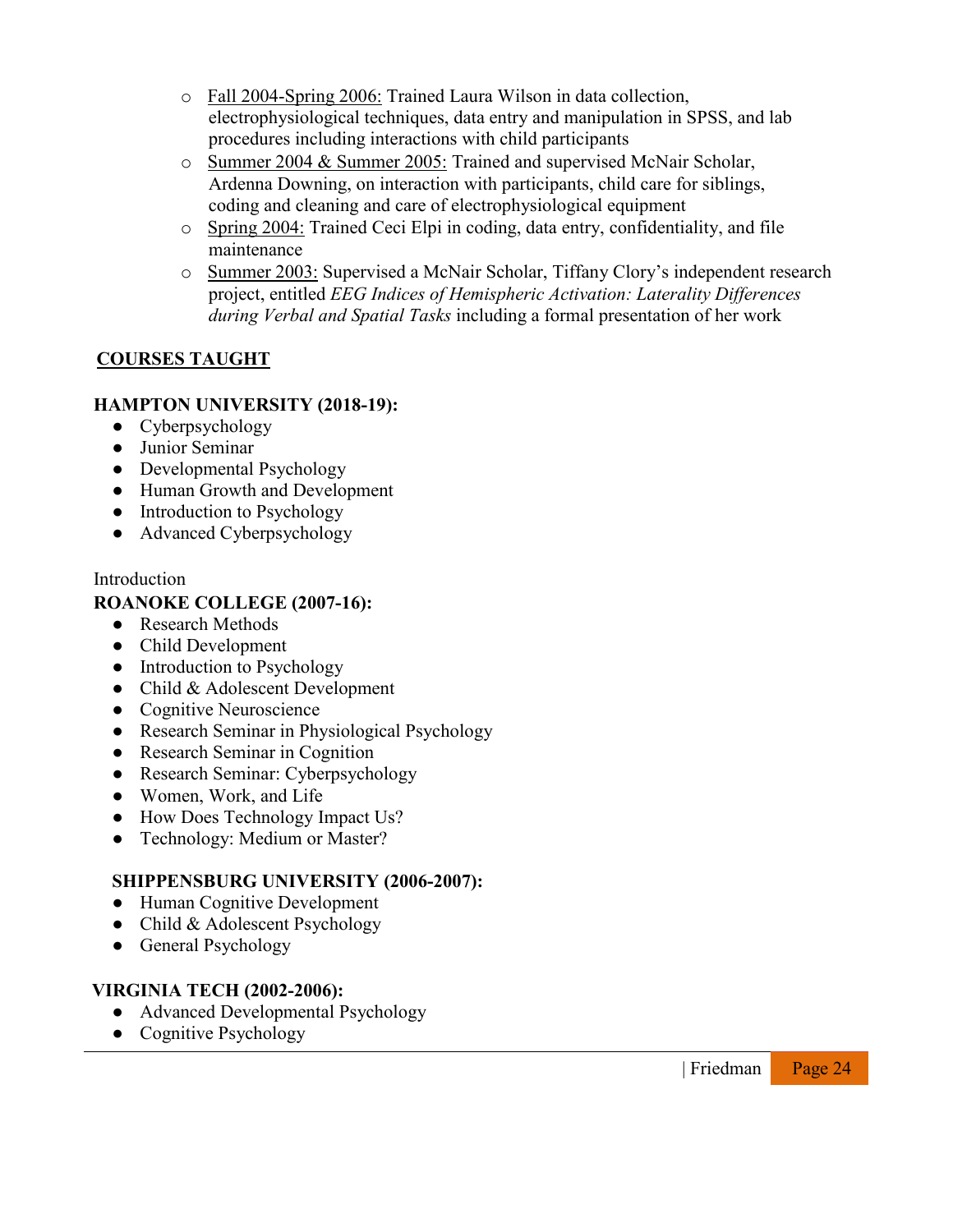- <u>Fall 2004-Spring 2006:</u> Trained Laura Wilson in data collection, electrophysiological techniques, data entry and manipulation in SPSS, and lab procedures including interactions with child participants
- <u>Summer 2004 & Summer 2005:</u> Trained and supervised McNair Scholar, Ardenna Downing, on interaction with participants, child care for siblings, coding and cleaning and care of electrophysiological equipment
- <u>Spring 2004:</u> Trained Ceci Elpi in coding, data entry, confidentiality, and file maintenance
- <u>Summer 2003:</u> Supervised a McNair Scholar, Tiffany Clory's independent research project, entitled *EEG Indices of Hemispheric Activation: Laterality Differences during Verbal and Spatial Tasks* including a formal presentation of her work

## COURSES TAUGHT

**HAMPTON UNIVERSITY (2018-19):**

- Cyberpsychology
- Junior Seminar
- Developmental Psychology
- Human Growth and Development
- Introduction to Psychology
- Advanced Cyberpsychology

Introduction

**ROANOKE COLLEGE (2007-16):**

- Research Methods
- Child Development
- Introduction to Psychology
- Child & Adolescent Development
- Cognitive Neuroscience
- Research Seminar in Physiological Psychology
- Research Seminar in Cognition
- Research Seminar: Cyberpsychology
- Women, Work, and Life
- How Does Technology Impact Us?
- Technology: Medium or Master?

**SHIPPENSBURG UNIVERSITY (2006-2007):**

- Human Cognitive Development
- Child & Adolescent Psychology
- General Psychology

**VIRGINIA TECH (2002-2006):**

- Advanced Developmental Psychology
- Cognitive Psychology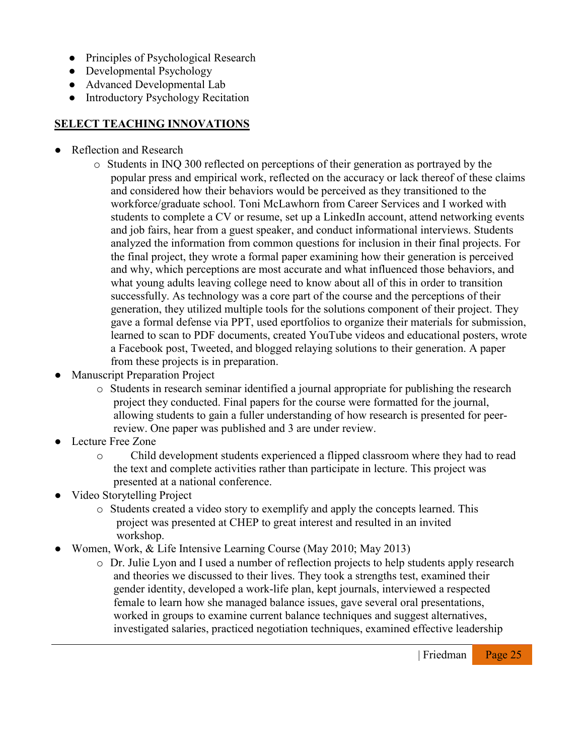- Principles of Psychological Research
- Developmental Psychology
- Advanced Developmental Lab
- Introductory Psychology Recitation

## SELECT TEACHING INNOVATIONS

- Reflection and Research
  - Students in INQ 300 reflected on perceptions of their generation as portrayed by the popular press and empirical work, reflected on the accuracy or lack thereof of these claims and considered how their behaviors would be perceived as they transitioned to the workforce/graduate school. Toni McLawhorn from Career Services and I worked with students to complete a CV or resume, set up a LinkedIn account, attend networking events and job fairs, hear from a guest speaker, and conduct informational interviews. Students analyzed the information from common questions for inclusion in their final projects. For the final project, they wrote a formal paper examining how their generation is perceived and why, which perceptions are most accurate and what influenced those behaviors, and what young adults leaving college need to know about all of this in order to transition successfully. As technology was a core part of the course and the perceptions of their generation, they utilized multiple tools for the solutions component of their project. They gave a formal defense via PPT, used eportfolios to organize their materials for submission, learned to scan to PDF documents, created YouTube videos and educational posters, wrote a Facebook post, Tweeted, and blogged relaying solutions to their generation. A paper from these projects is in preparation.
- Manuscript Preparation Project
  - Students in research seminar identified a journal appropriate for publishing the research project they conducted. Final papers for the course were formatted for the journal, allowing students to gain a fuller understanding of how research is presented for peer-review. One paper was published and 3 are under review.
- Lecture Free Zone
  - Child development students experienced a flipped classroom where they had to read the text and complete activities rather than participate in lecture. This project was presented at a national conference.
- Video Storytelling Project
  - Students created a video story to exemplify and apply the concepts learned. This project was presented at CHEP to great interest and resulted in an invited workshop.
- Women, Work, & Life Intensive Learning Course (May 2010; May 2013)
  - Dr. Julie Lyon and I used a number of reflection projects to help students apply research and theories we discussed to their lives. They took a strengths test, examined their gender identity, developed a work-life plan, kept journals, interviewed a respected female to learn how she managed balance issues, gave several oral presentations, worked in groups to examine current balance techniques and suggest alternatives, investigated salaries, practiced negotiation techniques, examined effective leadership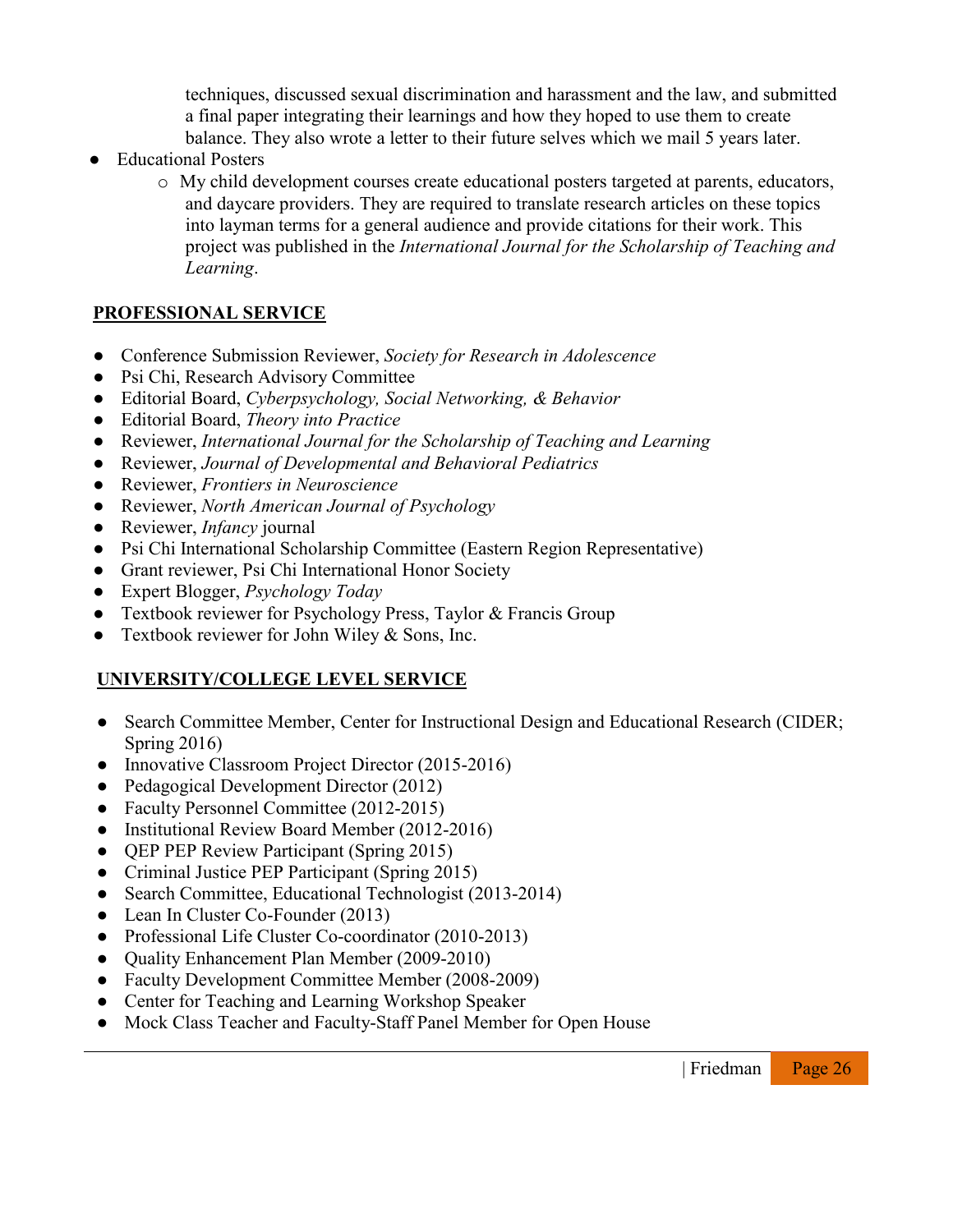techniques, discussed sexual discrimination and harassment and the law, and submitted a final paper integrating their learnings and how they hoped to use them to create balance. They also wrote a letter to their future selves which we mail 5 years later.

- Educational Posters
  - My child development courses create educational posters targeted at parents, educators, and daycare providers. They are required to translate research articles on these topics into layman terms for a general audience and provide citations for their work. This project was published in the *International Journal for the Scholarship of Teaching and Learning*.

## PROFESSIONAL SERVICE

- Conference Submission Reviewer, *Society for Research in Adolescence*
- Psi Chi, Research Advisory Committee
- Editorial Board, *Cyberpsychology, Social Networking, & Behavior*
- Editorial Board, *Theory into Practice*
- Reviewer, *International Journal for the Scholarship of Teaching and Learning*
- Reviewer, *Journal of Developmental and Behavioral Pediatrics*
- Reviewer, *Frontiers in Neuroscience*
- Reviewer, *North American Journal of Psychology*
- Reviewer, *Infancy* journal
- Psi Chi International Scholarship Committee (Eastern Region Representative)
- Grant reviewer, Psi Chi International Honor Society
- Expert Blogger, *Psychology Today*
- Textbook reviewer for Psychology Press, Taylor & Francis Group
- Textbook reviewer for John Wiley & Sons, Inc.

## UNIVERSITY/COLLEGE LEVEL SERVICE

- Search Committee Member, Center for Instructional Design and Educational Research (CIDER; Spring 2016)
- Innovative Classroom Project Director (2015-2016)
- Pedagogical Development Director (2012)
- Faculty Personnel Committee (2012-2015)
- Institutional Review Board Member (2012-2016)
- QEP PEP Review Participant (Spring 2015)
- Criminal Justice PEP Participant (Spring 2015)
- Search Committee, Educational Technologist (2013-2014)
- Lean In Cluster Co-Founder (2013)
- Professional Life Cluster Co-coordinator (2010-2013)
- Quality Enhancement Plan Member (2009-2010)
- Faculty Development Committee Member (2008-2009)
- Center for Teaching and Learning Workshop Speaker
- Mock Class Teacher and Faculty-Staff Panel Member for Open House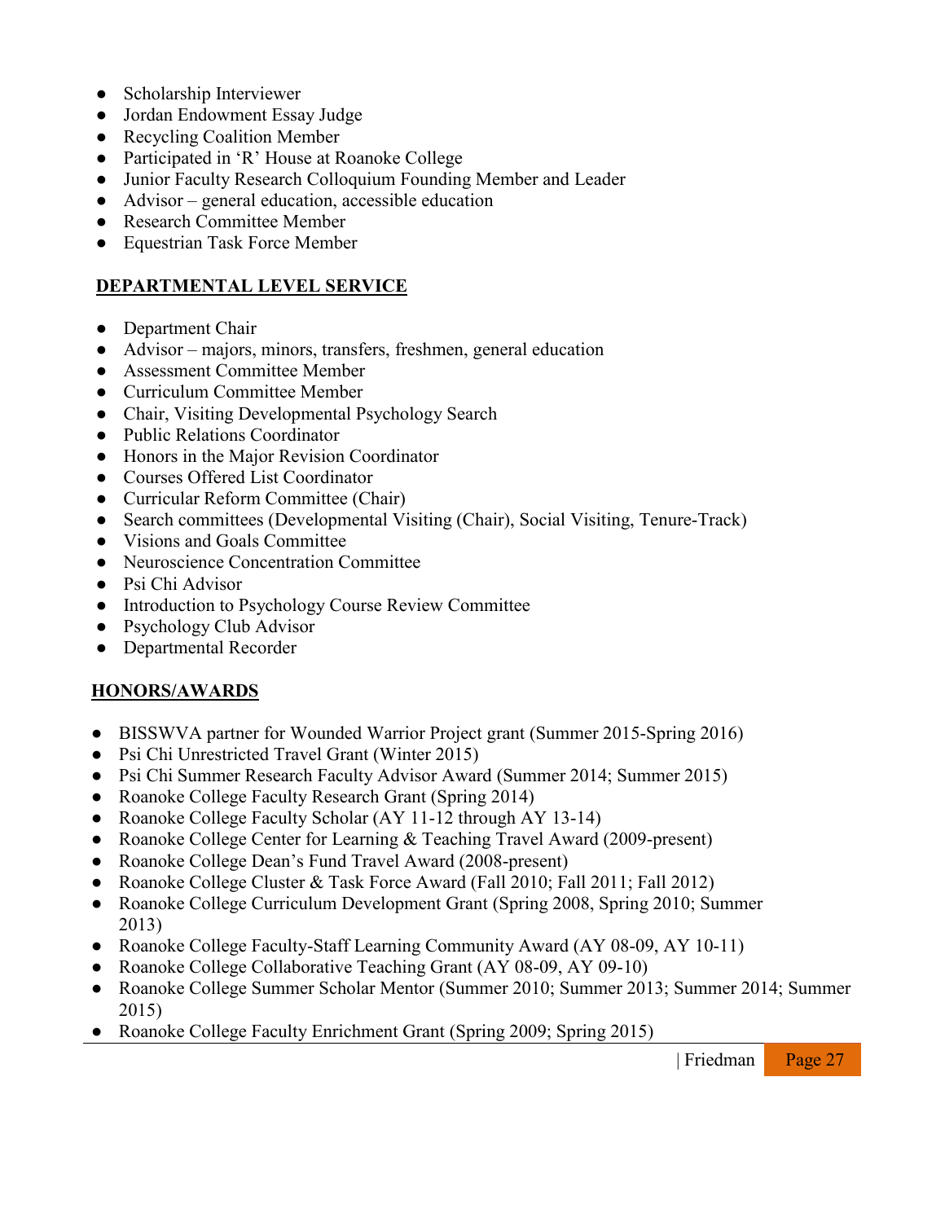- Scholarship Interviewer
- Jordan Endowment Essay Judge
- Recycling Coalition Member
- Participated in 'R' House at Roanoke College
- Junior Faculty Research Colloquium Founding Member and Leader
- Advisor – general education, accessible education
- Research Committee Member
- Equestrian Task Force Member

## DEPARTMENTAL LEVEL SERVICE

- Department Chair
- Advisor – majors, minors, transfers, freshmen, general education
- Assessment Committee Member
- Curriculum Committee Member
- Chair, Visiting Developmental Psychology Search
- Public Relations Coordinator
- Honors in the Major Revision Coordinator
- Courses Offered List Coordinator
- Curricular Reform Committee (Chair)
- Search committees (Developmental Visiting (Chair), Social Visiting, Tenure-Track)
- Visions and Goals Committee
- Neuroscience Concentration Committee
- Psi Chi Advisor
- Introduction to Psychology Course Review Committee
- Psychology Club Advisor
- Departmental Recorder

## HONORS/AWARDS

- BISSWVA partner for Wounded Warrior Project grant (Summer 2015-Spring 2016)
- Psi Chi Unrestricted Travel Grant (Winter 2015)
- Psi Chi Summer Research Faculty Advisor Award (Summer 2014; Summer 2015)
- Roanoke College Faculty Research Grant (Spring 2014)
- Roanoke College Faculty Scholar (AY 11-12 through AY 13-14)
- Roanoke College Center for Learning & Teaching Travel Award (2009-present)
- Roanoke College Dean's Fund Travel Award (2008-present)
- Roanoke College Cluster & Task Force Award (Fall 2010; Fall 2011; Fall 2012)
- Roanoke College Curriculum Development Grant (Spring 2008, Spring 2010; Summer 2013)
- Roanoke College Faculty-Staff Learning Community Award (AY 08-09, AY 10-11)
- Roanoke College Collaborative Teaching Grant (AY 08-09, AY 09-10)
- Roanoke College Summer Scholar Mentor (Summer 2010; Summer 2013; Summer 2014; Summer 2015)
- Roanoke College Faculty Enrichment Grant (Spring 2009; Spring 2015)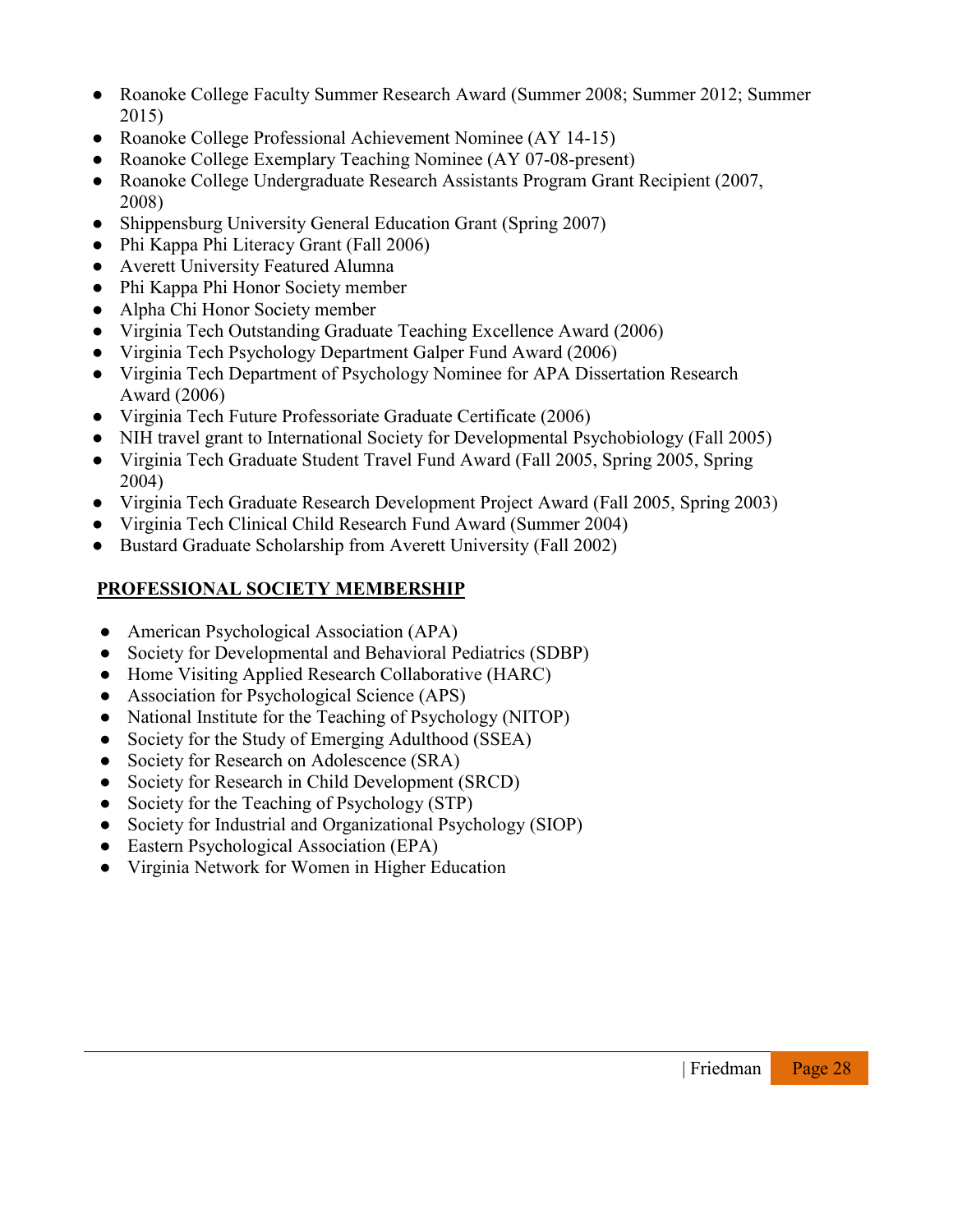- Roanoke College Faculty Summer Research Award (Summer 2008; Summer 2012; Summer 2015)
- Roanoke College Professional Achievement Nominee (AY 14-15)
- Roanoke College Exemplary Teaching Nominee (AY 07-08-present)
- Roanoke College Undergraduate Research Assistants Program Grant Recipient (2007, 2008)
- Shippensburg University General Education Grant (Spring 2007)
- Phi Kappa Phi Literacy Grant (Fall 2006)
- Averett University Featured Alumna
- Phi Kappa Phi Honor Society member
- Alpha Chi Honor Society member
- Virginia Tech Outstanding Graduate Teaching Excellence Award (2006)
- Virginia Tech Psychology Department Galper Fund Award (2006)
- Virginia Tech Department of Psychology Nominee for APA Dissertation Research Award (2006)
- Virginia Tech Future Professoriate Graduate Certificate (2006)
- NIH travel grant to International Society for Developmental Psychobiology (Fall 2005)
- Virginia Tech Graduate Student Travel Fund Award (Fall 2005, Spring 2005, Spring 2004)
- Virginia Tech Graduate Research Development Project Award (Fall 2005, Spring 2003)
- Virginia Tech Clinical Child Research Fund Award (Summer 2004)
- Bustard Graduate Scholarship from Averett University (Fall 2002)

## PROFESSIONAL SOCIETY MEMBERSHIP

- American Psychological Association (APA)
- Society for Developmental and Behavioral Pediatrics (SDBP)
- Home Visiting Applied Research Collaborative (HARC)
- Association for Psychological Science (APS)
- National Institute for the Teaching of Psychology (NITOP)
- Society for the Study of Emerging Adulthood (SSEA)
- Society for Research on Adolescence (SRA)
- Society for Research in Child Development (SRCD)
- Society for the Teaching of Psychology (STP)
- Society for Industrial and Organizational Psychology (SIOP)
- Eastern Psychological Association (EPA)
- Virginia Network for Women in Higher Education